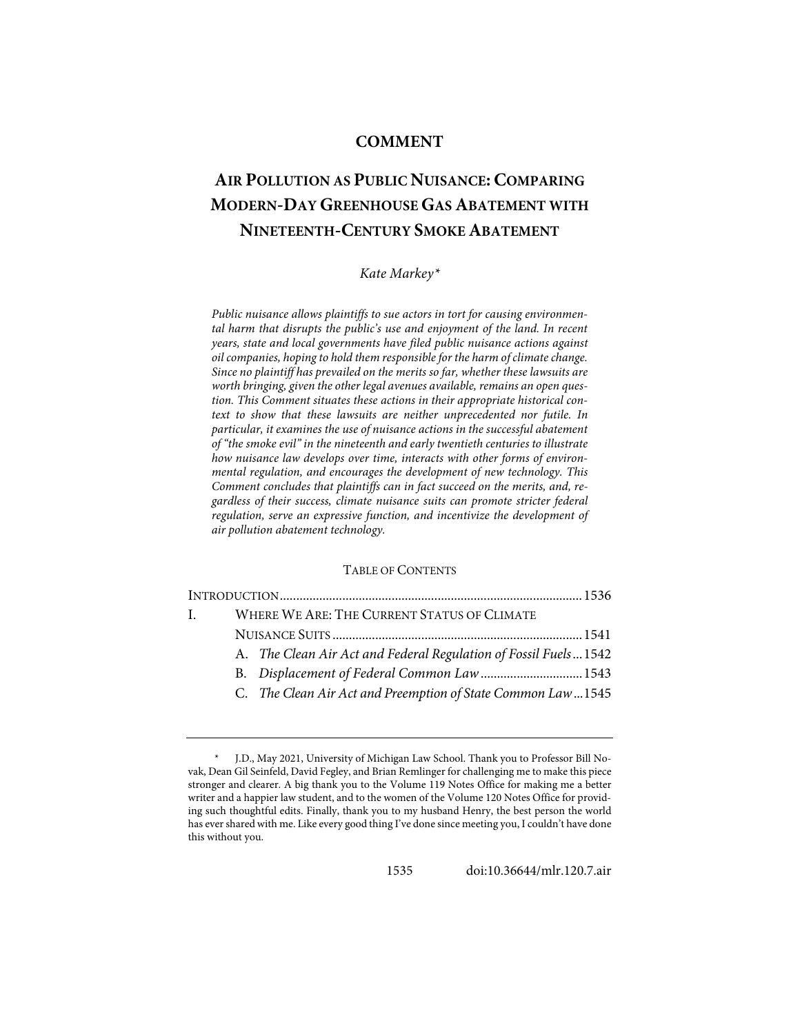## COMMENT

# AIR POLLUTION AS PUBLIC NUISANCE: COMPARING MODERN-DAY GREENHOUSE GAS ABATEMENT WITH NINETEENTH-CENTURY SMOKE ABATEMENT

*Kate Markey\**

*Public nuisance allows plaintiffs to sue actors in tort for causing environmental harm that disrupts the public's use and enjoyment of the land. In recent years, state and local governments have filed public nuisance actions against oil companies, hoping to hold them responsible for the harm of climate change. Since no plaintiff has prevailed on the merits so far, whether these lawsuits are worth bringing, given the other legal avenues available, remains an open question. This Comment situates these actions in their appropriate historical context to show that these lawsuits are neither unprecedented nor futile. In particular, it examines the use of nuisance actions in the successful abatement of "the smoke evil" in the nineteenth and early twentieth centuries to illustrate how nuisance law develops over time, interacts with other forms of environmental regulation, and encourages the development of new technology. This Comment concludes that plaintiffs can in fact succeed on the merits, and, regardless of their success, climate nuisance suits can promote stricter federal regulation, serve an expressive function, and incentivize the development of air pollution abatement technology.*

TABLE OF CONTENTS

| | | |
|---|---|---|
| INTRODUCTION | | 1536 |
| I. | WHERE WE ARE: THE CURRENT STATUS OF CLIMATE NUISANCE SUITS | 1541 |
| | A. *The Clean Air Act and Federal Regulation of Fossil Fuels* | 1542 |
| | B. *Displacement of Federal Common Law* | 1543 |
| | C. *The Clean Air Act and Preemption of State Common Law* | 1545 |

\* J.D., May 2021, University of Michigan Law School. Thank you to Professor Bill Novak, Dean Gil Seinfeld, David Fegley, and Brian Remlinger for challenging me to make this piece stronger and clearer. A big thank you to the Volume 119 Notes Office for making me a better writer and a happier law student, and to the women of the Volume 120 Notes Office for providing such thoughtful edits. Finally, thank you to my husband Henry, the best person the world has ever shared with me. Like every good thing I've done since meeting you, I couldn't have done this without you.

doi:10.36644/mlr.120.7.air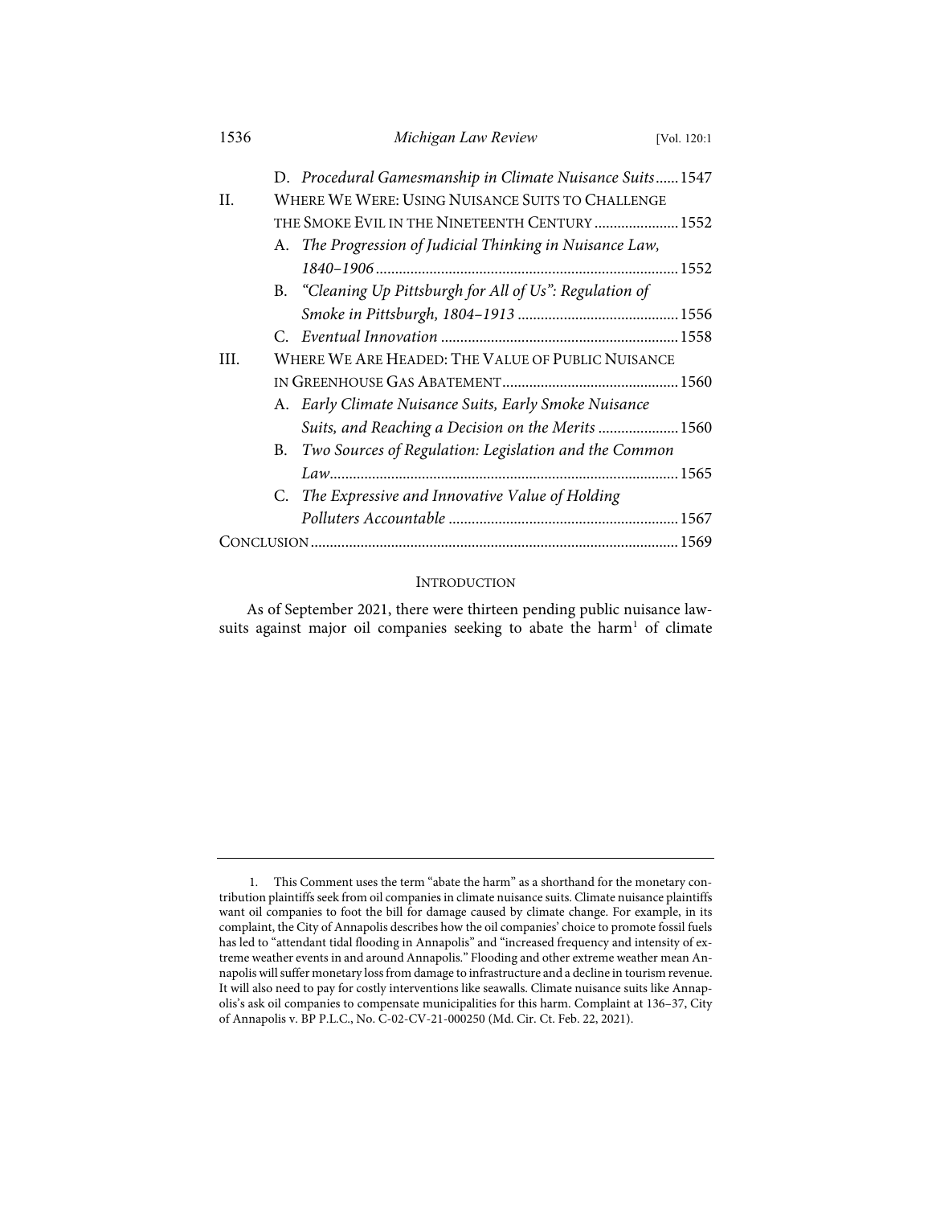D. *Procedural Gamesmanship in Climate Nuisance Suits* ...... 1547

II. WHERE WE WERE: USING NUISANCE SUITS TO CHALLENGE THE SMOKE EVIL IN THE NINETEENTH CENTURY ...................... 1552

A. *The Progression of Judicial Thinking in Nuisance Law, 1840–1906* ............................................................................ 1552

B. *"Cleaning Up Pittsburgh for All of Us": Regulation of Smoke in Pittsburgh, 1804–1913* .......................................... 1556

C. *Eventual Innovation* ............................................................ 1558

III. WHERE WE ARE HEADED: THE VALUE OF PUBLIC NUISANCE IN GREENHOUSE GAS ABATEMENT ............................................ 1560

A. *Early Climate Nuisance Suits, Early Smoke Nuisance Suits, and Reaching a Decision on the Merits* ..................... 1560

B. *Two Sources of Regulation: Legislation and the Common Law* ......................................................................................... 1565

C. *The Expressive and Innovative Value of Holding Polluters Accountable* ........................................................... 1567

CONCLUSION ................................................................................................ 1569

## INTRODUCTION

As of September 2021, there were thirteen pending public nuisance lawsuits against major oil companies seeking to abate the harm[1] of climate

---

1. This Comment uses the term "abate the harm" as a shorthand for the monetary contribution plaintiffs seek from oil companies in climate nuisance suits. Climate nuisance plaintiffs want oil companies to foot the bill for damage caused by climate change. For example, in its complaint, the City of Annapolis describes how the oil companies' choice to promote fossil fuels has led to "attendant tidal flooding in Annapolis" and "increased frequency and intensity of extreme weather events in and around Annapolis." Flooding and other extreme weather mean Annapolis will suffer monetary loss from damage to infrastructure and a decline in tourism revenue. It will also need to pay for costly interventions like seawalls. Climate nuisance suits like Annapolis's ask oil companies to compensate municipalities for this harm. Complaint at 136–37, City of Annapolis v. BP P.L.C., No. C-02-CV-21-000250 (Md. Cir. Ct. Feb. 22, 2021).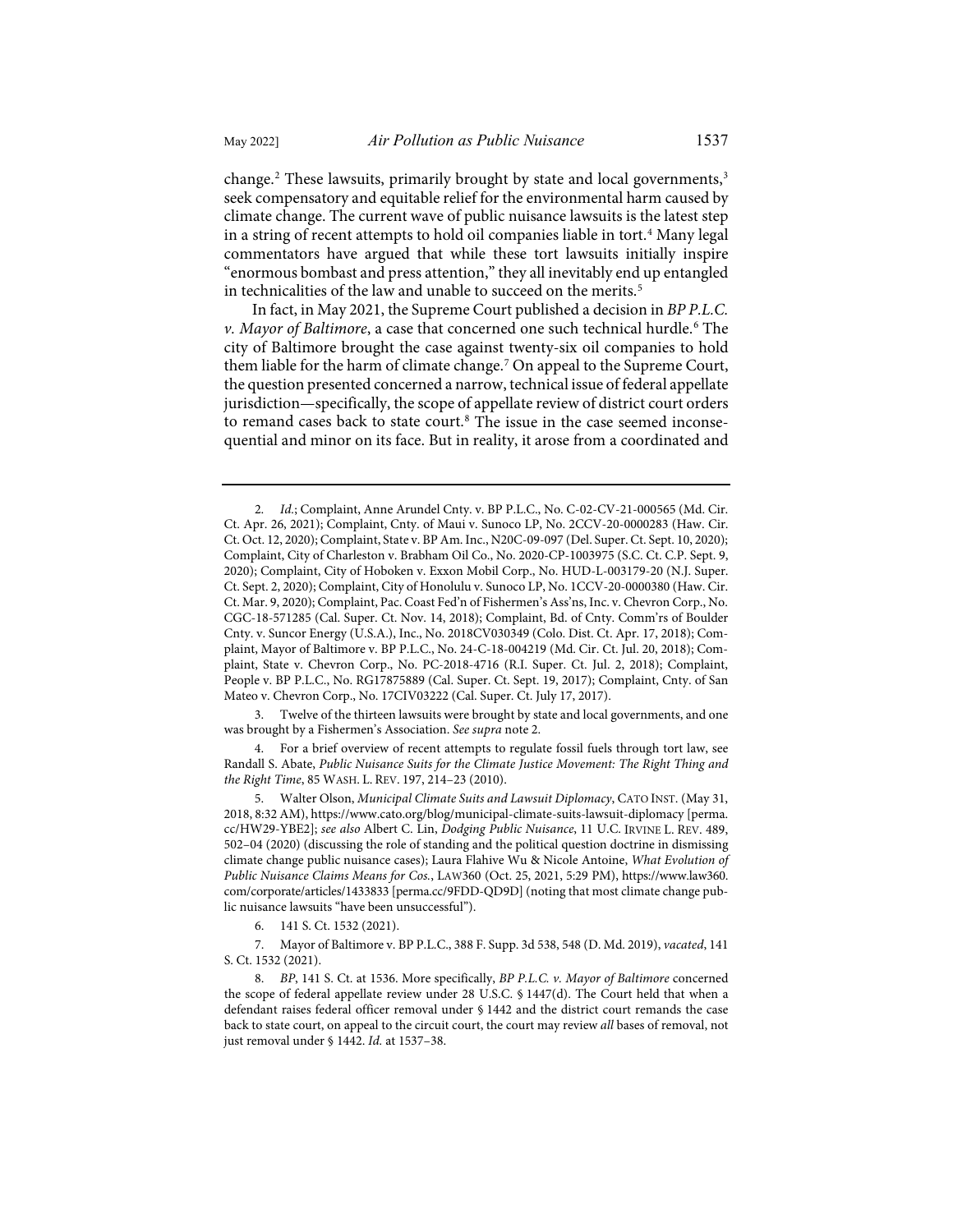change.[2] These lawsuits, primarily brought by state and local governments,[3] seek compensatory and equitable relief for the environmental harm caused by climate change. The current wave of public nuisance lawsuits is the latest step in a string of recent attempts to hold oil companies liable in tort.[4] Many legal commentators have argued that while these tort lawsuits initially inspire "enormous bombast and press attention," they all inevitably end up entangled in technicalities of the law and unable to succeed on the merits.[5]

In fact, in May 2021, the Supreme Court published a decision in *BP P.L.C. v. Mayor of Baltimore*, a case that concerned one such technical hurdle.[6] The city of Baltimore brought the case against twenty-six oil companies to hold them liable for the harm of climate change.[7] On appeal to the Supreme Court, the question presented concerned a narrow, technical issue of federal appellate jurisdiction—specifically, the scope of appellate review of district court orders to remand cases back to state court.[8] The issue in the case seemed inconsequential and minor on its face. But in reality, it arose from a coordinated and

---

2. *Id.*; Complaint, Anne Arundel Cnty. v. BP P.L.C., No. C-02-CV-21-000565 (Md. Cir. Ct. Apr. 26, 2021); Complaint, Cnty. of Maui v. Sunoco LP, No. 2CCV-20-0000283 (Haw. Cir. Ct. Oct. 12, 2020); Complaint, State v. BP Am. Inc., N20C-09-097 (Del. Super. Ct. Sept. 10, 2020); Complaint, City of Charleston v. Brabham Oil Co., No. 2020-CP-1003975 (S.C. Ct. C.P. Sept. 9, 2020); Complaint, City of Hoboken v. Exxon Mobil Corp., No. HUD-L-003179-20 (N.J. Super. Ct. Sept. 2, 2020); Complaint, City of Honolulu v. Sunoco LP, No. 1CCV-20-0000380 (Haw. Cir. Ct. Mar. 9, 2020); Complaint, Pac. Coast Fed'n of Fishermen's Ass'ns, Inc. v. Chevron Corp., No. CGC-18-571285 (Cal. Super. Ct. Nov. 14, 2018); Complaint, Bd. of Cnty. Comm'rs of Boulder Cnty. v. Suncor Energy (U.S.A.), Inc., No. 2018CV030349 (Colo. Dist. Ct. Apr. 17, 2018); Complaint, Mayor of Baltimore v. BP P.L.C., No. 24-C-18-004219 (Md. Cir. Ct. Jul. 20, 2018); Complaint, State v. Chevron Corp., No. PC-2018-4716 (R.I. Super. Ct. Jul. 2, 2018); Complaint, People v. BP P.L.C., No. RG17875889 (Cal. Super. Ct. Sept. 19, 2017); Complaint, Cnty. of San Mateo v. Chevron Corp., No. 17CIV03222 (Cal. Super. Ct. July 17, 2017).

3. Twelve of the thirteen lawsuits were brought by state and local governments, and one was brought by a Fishermen's Association. *See supra* note 2.

4. For a brief overview of recent attempts to regulate fossil fuels through tort law, see Randall S. Abate, *Public Nuisance Suits for the Climate Justice Movement: The Right Thing and the Right Time*, 85 WASH. L. REV. 197, 214–23 (2010).

5. Walter Olson, *Municipal Climate Suits and Lawsuit Diplomacy*, CATO INST. (May 31, 2018, 8:32 AM), https://www.cato.org/blog/municipal-climate-suits-lawsuit-diplomacy [perma.cc/HW29-YBE2]; *see also* Albert C. Lin, *Dodging Public Nuisance*, 11 U.C. IRVINE L. REV. 489, 502–04 (2020) (discussing the role of standing and the political question doctrine in dismissing climate change public nuisance cases); Laura Flahive Wu & Nicole Antoine, *What Evolution of Public Nuisance Claims Means for Cos.*, LAW360 (Oct. 25, 2021, 5:29 PM), https://www.law360.com/corporate/articles/1433833 [perma.cc/9FDD-QD9D] (noting that most climate change public nuisance lawsuits "have been unsuccessful").

6. 141 S. Ct. 1532 (2021).

7. Mayor of Baltimore v. BP P.L.C., 388 F. Supp. 3d 538, 548 (D. Md. 2019), *vacated*, 141 S. Ct. 1532 (2021).

8. *BP*, 141 S. Ct. at 1536. More specifically, *BP P.L.C. v. Mayor of Baltimore* concerned the scope of federal appellate review under 28 U.S.C. § 1447(d). The Court held that when a defendant raises federal officer removal under § 1442 and the district court remands the case back to state court, on appeal to the circuit court, the court may review *all* bases of removal, not just removal under § 1442. *Id.* at 1537–38.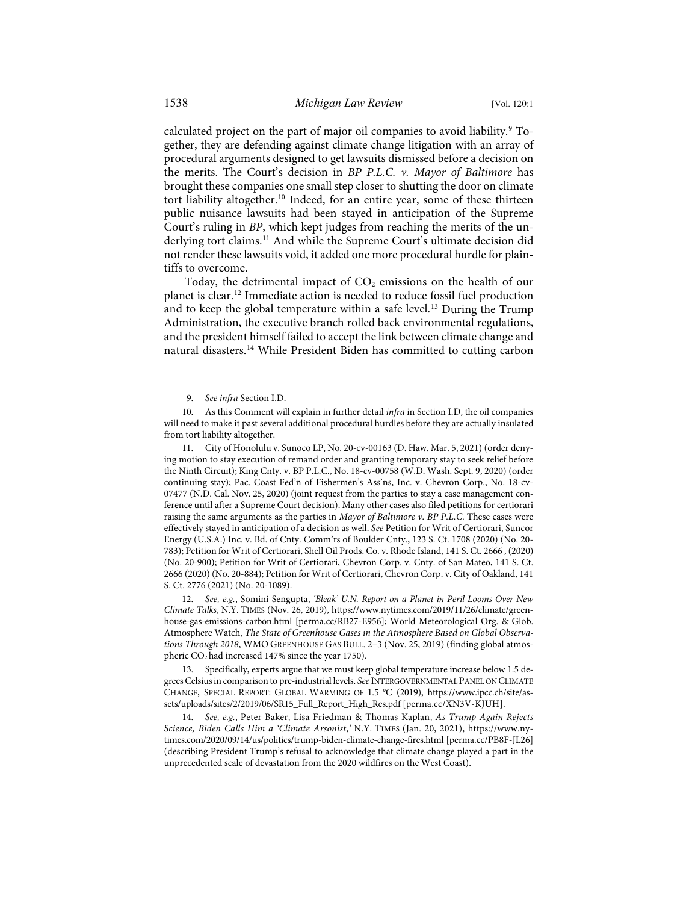calculated project on the part of major oil companies to avoid liability.[9] Together, they are defending against climate change litigation with an array of procedural arguments designed to get lawsuits dismissed before a decision on the merits. The Court's decision in *BP P.L.C. v. Mayor of Baltimore* has brought these companies one small step closer to shutting the door on climate tort liability altogether.[10] Indeed, for an entire year, some of these thirteen public nuisance lawsuits had been stayed in anticipation of the Supreme Court's ruling in *BP*, which kept judges from reaching the merits of the underlying tort claims.[11] And while the Supreme Court's ultimate decision did not render these lawsuits void, it added one more procedural hurdle for plaintiffs to overcome.

Today, the detrimental impact of $CO_2$ emissions on the health of our planet is clear.[12] Immediate action is needed to reduce fossil fuel production and to keep the global temperature within a safe level.[13] During the Trump Administration, the executive branch rolled back environmental regulations, and the president himself failed to accept the link between climate change and natural disasters.[14] While President Biden has committed to cutting carbon

---

9. *See infra* Section I.D.

10. As this Comment will explain in further detail *infra* in Section I.D, the oil companies will need to make it past several additional procedural hurdles before they are actually insulated from tort liability altogether.

11. City of Honolulu v. Sunoco LP, No. 20-cv-00163 (D. Haw. Mar. 5, 2021) (order denying motion to stay execution of remand order and granting temporary stay to seek relief before the Ninth Circuit); King Cnty. v. BP P.L.C., No. 18-cv-00758 (W.D. Wash. Sept. 9, 2020) (order continuing stay); Pac. Coast Fed'n of Fishermen's Ass'ns, Inc. v. Chevron Corp., No. 18-cv-07477 (N.D. Cal. Nov. 25, 2020) (joint request from the parties to stay a case management conference until after a Supreme Court decision). Many other cases also filed petitions for certiorari raising the same arguments as the parties in *Mayor of Baltimore v. BP P.L.C.* These cases were effectively stayed in anticipation of a decision as well. *See* Petition for Writ of Certiorari, Suncor Energy (U.S.A.) Inc. v. Bd. of Cnty. Comm'rs of Boulder Cnty., 123 S. Ct. 1708 (2020) (No. 20-783); Petition for Writ of Certiorari, Shell Oil Prods. Co. v. Rhode Island, 141 S. Ct. 2666 , (2020) (No. 20-900); Petition for Writ of Certiorari, Chevron Corp. v. Cnty. of San Mateo, 141 S. Ct. 2666 (2020) (No. 20-884); Petition for Writ of Certiorari, Chevron Corp. v. City of Oakland, 141 S. Ct. 2776 (2021) (No. 20-1089).

12. *See, e.g.*, Somini Sengupta, *'Bleak' U.N. Report on a Planet in Peril Looms Over New Climate Talks*, N.Y. TIMES (Nov. 26, 2019), https://www.nytimes.com/2019/11/26/climate/greenhouse-gas-emissions-carbon.html [perma.cc/RB27-E956]; World Meteorological Org. & Glob. Atmosphere Watch, *The State of Greenhouse Gases in the Atmosphere Based on Global Observations Through 2018*, WMO GREENHOUSE GAS BULL. 2–3 (Nov. 25, 2019) (finding global atmospheric $CO_2$ had increased 147% since the year 1750).

13. Specifically, experts argue that we must keep global temperature increase below 1.5 degrees Celsius in comparison to pre-industrial levels. *See* INTERGOVERNMENTAL PANEL ON CLIMATE CHANGE, SPECIAL REPORT: GLOBAL WARMING OF 1.5 °C (2019), https://www.ipcc.ch/site/assets/uploads/sites/2/2019/06/SR15_Full_Report_High_Res.pdf [perma.cc/XN3V-KJUH].

14. *See, e.g.*, Peter Baker, Lisa Friedman & Thomas Kaplan, *As Trump Again Rejects Science, Biden Calls Him a 'Climate Arsonist*,*'* N.Y. TIMES (Jan. 20, 2021), https://www.nytimes.com/2020/09/14/us/politics/trump-biden-climate-change-fires.html [perma.cc/PB8F-JL26] (describing President Trump's refusal to acknowledge that climate change played a part in the unprecedented scale of devastation from the 2020 wildfires on the West Coast).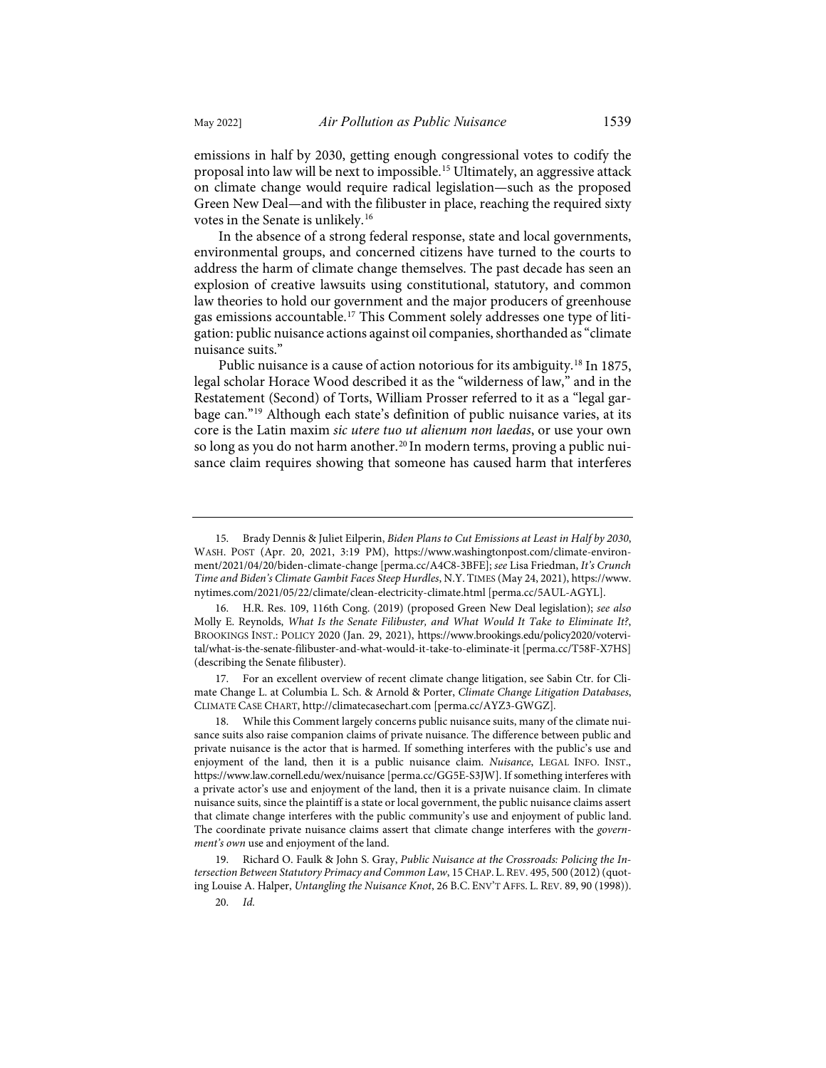emissions in half by 2030, getting enough congressional votes to codify the proposal into law will be next to impossible.[15] Ultimately, an aggressive attack on climate change would require radical legislation—such as the proposed Green New Deal—and with the filibuster in place, reaching the required sixty votes in the Senate is unlikely.[16]

In the absence of a strong federal response, state and local governments, environmental groups, and concerned citizens have turned to the courts to address the harm of climate change themselves. The past decade has seen an explosion of creative lawsuits using constitutional, statutory, and common law theories to hold our government and the major producers of greenhouse gas emissions accountable.[17] This Comment solely addresses one type of litigation: public nuisance actions against oil companies, shorthanded as "climate nuisance suits."

Public nuisance is a cause of action notorious for its ambiguity.[18] In 1875, legal scholar Horace Wood described it as the "wilderness of law," and in the Restatement (Second) of Torts, William Prosser referred to it as a "legal garbage can."[19] Although each state's definition of public nuisance varies, at its core is the Latin maxim *sic utere tuo ut alienum non laedas*, or use your own so long as you do not harm another.[20] In modern terms, proving a public nuisance claim requires showing that someone has caused harm that interferes

---

15. Brady Dennis & Juliet Eilperin, *Biden Plans to Cut Emissions at Least in Half by 2030*, WASH. POST (Apr. 20, 2021, 3:19 PM), https://www.washingtonpost.com/climate-environment/2021/04/20/biden-climate-change [perma.cc/A4C8-3BFE]; *see* Lisa Friedman, *It's Crunch Time and Biden's Climate Gambit Faces Steep Hurdles*, N.Y. TIMES (May 24, 2021), https://www.nytimes.com/2021/05/22/climate/clean-electricity-climate.html [perma.cc/5AUL-AGYL].

16. H.R. Res. 109, 116th Cong. (2019) (proposed Green New Deal legislation); *see also* Molly E. Reynolds, *What Is the Senate Filibuster, and What Would It Take to Eliminate It?*, BROOKINGS INST.: POLICY 2020 (Jan. 29, 2021), https://www.brookings.edu/policy2020/votervital/what-is-the-senate-filibuster-and-what-would-it-take-to-eliminate-it [perma.cc/T58F-X7HS] (describing the Senate filibuster).

17. For an excellent overview of recent climate change litigation, see Sabin Ctr. for Climate Change L. at Columbia L. Sch. & Arnold & Porter, *Climate Change Litigation Databases*, CLIMATE CASE CHART, http://climatecasechart.com [perma.cc/AYZ3-GWGZ].

18. While this Comment largely concerns public nuisance suits, many of the climate nuisance suits also raise companion claims of private nuisance. The difference between public and private nuisance is the actor that is harmed. If something interferes with the public's use and enjoyment of the land, then it is a public nuisance claim. *Nuisance*, LEGAL INFO. INST., https://www.law.cornell.edu/wex/nuisance [perma.cc/GG5E-S3JW]. If something interferes with a private actor's use and enjoyment of the land, then it is a private nuisance claim. In climate nuisance suits, since the plaintiff is a state or local government, the public nuisance claims assert that climate change interferes with the public community's use and enjoyment of public land. The coordinate private nuisance claims assert that climate change interferes with the *government's own* use and enjoyment of the land.

19. Richard O. Faulk & John S. Gray, *Public Nuisance at the Crossroads: Policing the Intersection Between Statutory Primacy and Common Law*, 15 CHAP. L. REV. 495, 500 (2012) (quoting Louise A. Halper, *Untangling the Nuisance Knot*, 26 B.C. ENV'T AFFS. L. REV. 89, 90 (1998)).

20. *Id.*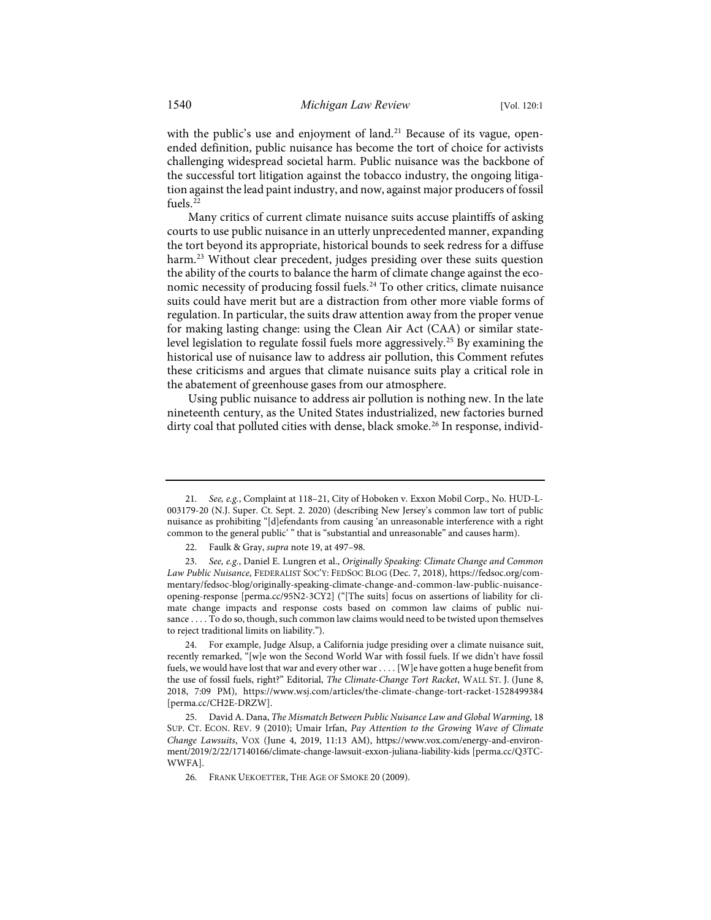with the public's use and enjoyment of land.[21] Because of its vague, open-ended definition, public nuisance has become the tort of choice for activists challenging widespread societal harm. Public nuisance was the backbone of the successful tort litigation against the tobacco industry, the ongoing litigation against the lead paint industry, and now, against major producers of fossil fuels.[22]

Many critics of current climate nuisance suits accuse plaintiffs of asking courts to use public nuisance in an utterly unprecedented manner, expanding the tort beyond its appropriate, historical bounds to seek redress for a diffuse harm.[23] Without clear precedent, judges presiding over these suits question the ability of the courts to balance the harm of climate change against the economic necessity of producing fossil fuels.[24] To other critics, climate nuisance suits could have merit but are a distraction from other more viable forms of regulation. In particular, the suits draw attention away from the proper venue for making lasting change: using the Clean Air Act (CAA) or similar state-level legislation to regulate fossil fuels more aggressively.[25] By examining the historical use of nuisance law to address air pollution, this Comment refutes these criticisms and argues that climate nuisance suits play a critical role in the abatement of greenhouse gases from our atmosphere.

Using public nuisance to address air pollution is nothing new. In the late nineteenth century, as the United States industrialized, new factories burned dirty coal that polluted cities with dense, black smoke.[26] In response, individ-

---

21. *See, e.g.*, Complaint at 118–21, City of Hoboken v. Exxon Mobil Corp., No. HUD-L-003179-20 (N.J. Super. Ct. Sept. 2. 2020) (describing New Jersey's common law tort of public nuisance as prohibiting "[d]efendants from causing 'an unreasonable interference with a right common to the general public' " that is "substantial and unreasonable" and causes harm).

22. Faulk & Gray, *supra* note 19, at 497–98.

23. *See, e.g.*, Daniel E. Lungren et al., *Originally Speaking: Climate Change and Common Law Public Nuisance*, FEDERALIST SOC'Y: FEDSOC BLOG (Dec. 7, 2018), https://fedsoc.org/commentary/fedsoc-blog/originally-speaking-climate-change-and-common-law-public-nuisance-opening-response [perma.cc/95N2-3CY2] ("[The suits] focus on assertions of liability for climate change impacts and response costs based on common law claims of public nuisance . . . . To do so, though, such common law claims would need to be twisted upon themselves to reject traditional limits on liability.").

24. For example, Judge Alsup, a California judge presiding over a climate nuisance suit, recently remarked, "[w]e won the Second World War with fossil fuels. If we didn't have fossil fuels, we would have lost that war and every other war . . . . [W]e have gotten a huge benefit from the use of fossil fuels, right?" Editorial, *The Climate-Change Tort Racket*, WALL ST. J. (June 8, 2018, 7:09 PM), https://www.wsj.com/articles/the-climate-change-tort-racket-1528499384 [perma.cc/CH2E-DRZW].

25. David A. Dana, *The Mismatch Between Public Nuisance Law and Global Warming*, 18 SUP. CT. ECON. REV. 9 (2010); Umair Irfan, *Pay Attention to the Growing Wave of Climate Change Lawsuits*, VOX (June 4, 2019, 11:13 AM), https://www.vox.com/energy-and-environment/2019/2/22/17140166/climate-change-lawsuit-exxon-juliana-liability-kids [perma.cc/Q3TC-WWFA].

26. FRANK UEKOETTER, THE AGE OF SMOKE 20 (2009).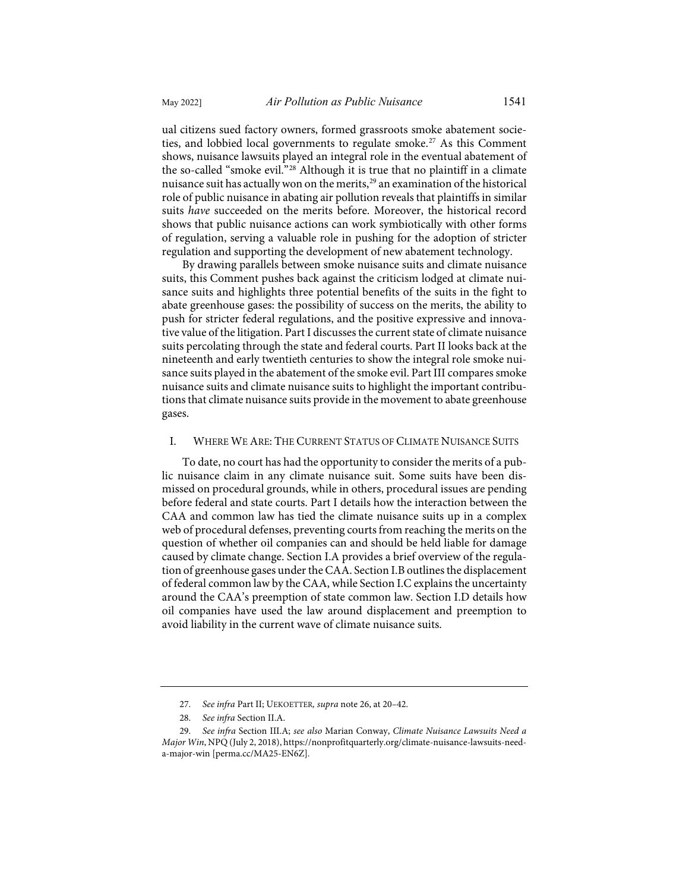ual citizens sued factory owners, formed grassroots smoke abatement societies, and lobbied local governments to regulate smoke.[27] As this Comment shows, nuisance lawsuits played an integral role in the eventual abatement of the so-called "smoke evil."[28] Although it is true that no plaintiff in a climate nuisance suit has actually won on the merits,[29] an examination of the historical role of public nuisance in abating air pollution reveals that plaintiffs in similar suits *have* succeeded on the merits before. Moreover, the historical record shows that public nuisance actions can work symbiotically with other forms of regulation, serving a valuable role in pushing for the adoption of stricter regulation and supporting the development of new abatement technology.

By drawing parallels between smoke nuisance suits and climate nuisance suits, this Comment pushes back against the criticism lodged at climate nuisance suits and highlights three potential benefits of the suits in the fight to abate greenhouse gases: the possibility of success on the merits, the ability to push for stricter federal regulations, and the positive expressive and innovative value of the litigation. Part I discusses the current state of climate nuisance suits percolating through the state and federal courts. Part II looks back at the nineteenth and early twentieth centuries to show the integral role smoke nuisance suits played in the abatement of the smoke evil. Part III compares smoke nuisance suits and climate nuisance suits to highlight the important contributions that climate nuisance suits provide in the movement to abate greenhouse gases.

## I. Where We Are: The Current Status of Climate Nuisance Suits

To date, no court has had the opportunity to consider the merits of a public nuisance claim in any climate nuisance suit. Some suits have been dismissed on procedural grounds, while in others, procedural issues are pending before federal and state courts. Part I details how the interaction between the CAA and common law has tied the climate nuisance suits up in a complex web of procedural defenses, preventing courts from reaching the merits on the question of whether oil companies can and should be held liable for damage caused by climate change. Section I.A provides a brief overview of the regulation of greenhouse gases under the CAA. Section I.B outlines the displacement of federal common law by the CAA, while Section I.C explains the uncertainty around the CAA's preemption of state common law. Section I.D details how oil companies have used the law around displacement and preemption to avoid liability in the current wave of climate nuisance suits.

---

27. *See infra* Part II; Uekoetter, *supra* note 26, at 20–42.

28. *See infra* Section II.A.

29. *See infra* Section III.A; *see also* Marian Conway, *Climate Nuisance Lawsuits Need a Major Win*, NPQ (July 2, 2018), https://nonprofitquarterly.org/climate-nuisance-lawsuits-need-a-major-win [perma.cc/MA25-EN6Z].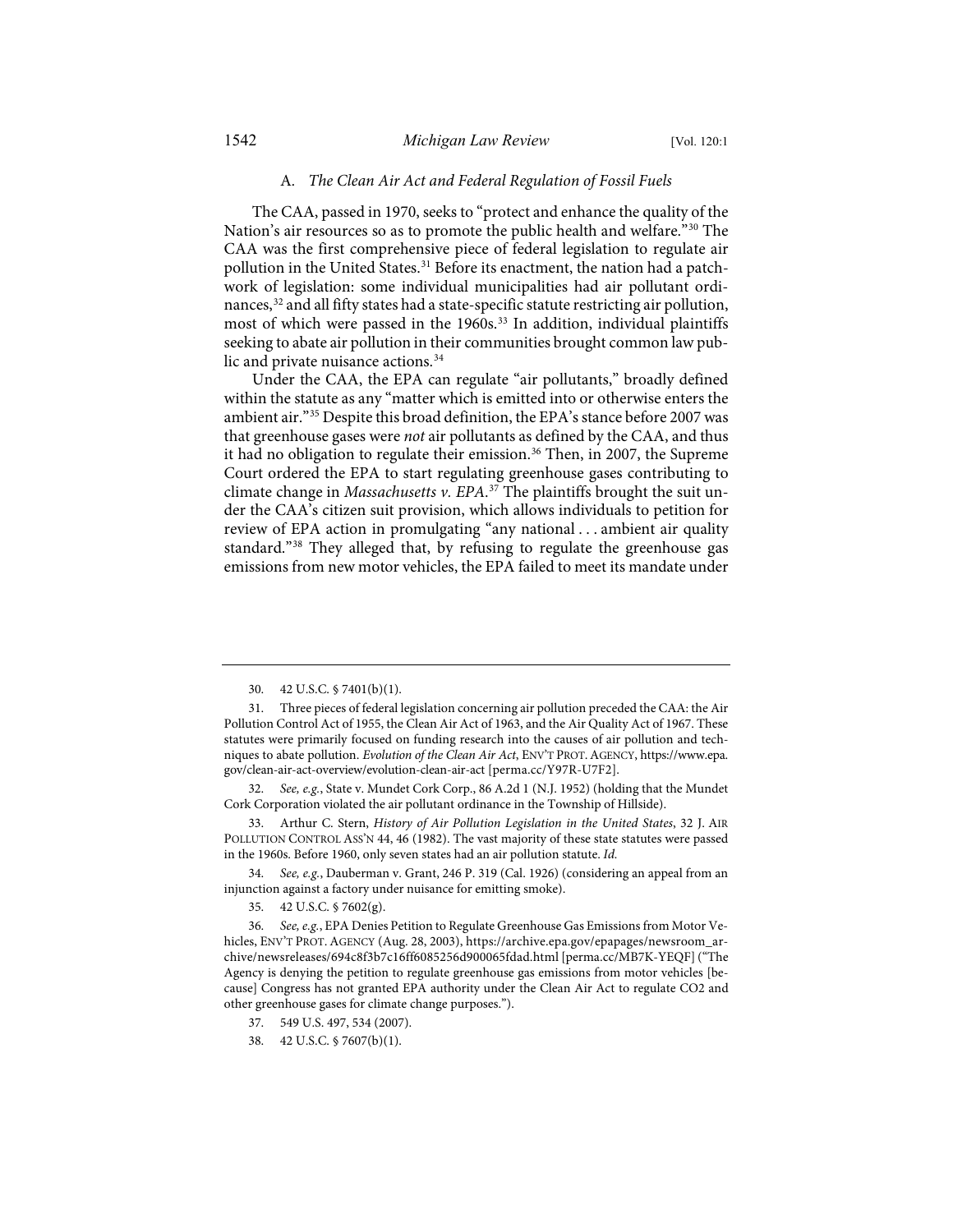### A. *The Clean Air Act and Federal Regulation of Fossil Fuels*

The CAA, passed in 1970, seeks to "protect and enhance the quality of the Nation's air resources so as to promote the public health and welfare."[30] The CAA was the first comprehensive piece of federal legislation to regulate air pollution in the United States.[31] Before its enactment, the nation had a patchwork of legislation: some individual municipalities had air pollutant ordinances,[32] and all fifty states had a state-specific statute restricting air pollution, most of which were passed in the 1960s.[33] In addition, individual plaintiffs seeking to abate air pollution in their communities brought common law public and private nuisance actions.[34]

Under the CAA, the EPA can regulate "air pollutants," broadly defined within the statute as any "matter which is emitted into or otherwise enters the ambient air."[35] Despite this broad definition, the EPA's stance before 2007 was that greenhouse gases were *not* air pollutants as defined by the CAA, and thus it had no obligation to regulate their emission.[36] Then, in 2007, the Supreme Court ordered the EPA to start regulating greenhouse gases contributing to climate change in *Massachusetts v. EPA*.[37] The plaintiffs brought the suit under the CAA's citizen suit provision, which allows individuals to petition for review of EPA action in promulgating "any national . . . ambient air quality standard."[38] They alleged that, by refusing to regulate the greenhouse gas emissions from new motor vehicles, the EPA failed to meet its mandate under

---

30. 42 U.S.C. § 7401(b)(1).

31. Three pieces of federal legislation concerning air pollution preceded the CAA: the Air Pollution Control Act of 1955, the Clean Air Act of 1963, and the Air Quality Act of 1967. These statutes were primarily focused on funding research into the causes of air pollution and techniques to abate pollution. *Evolution of the Clean Air Act*, ENV'T PROT. AGENCY, https://www.epa.gov/clean-air-act-overview/evolution-clean-air-act [perma.cc/Y97R-U7F2].

32. *See, e.g.*, State v. Mundet Cork Corp., 86 A.2d 1 (N.J. 1952) (holding that the Mundet Cork Corporation violated the air pollutant ordinance in the Township of Hillside).

33. Arthur C. Stern, *History of Air Pollution Legislation in the United States*, 32 J. AIR POLLUTION CONTROL ASS'N 44, 46 (1982). The vast majority of these state statutes were passed in the 1960s. Before 1960, only seven states had an air pollution statute. *Id.*

34. *See, e.g.*, Dauberman v. Grant, 246 P. 319 (Cal. 1926) (considering an appeal from an injunction against a factory under nuisance for emitting smoke).

35. 42 U.S.C. § 7602(g).

36. *See, e.g.*, EPA Denies Petition to Regulate Greenhouse Gas Emissions from Motor Vehicles, ENV'T PROT. AGENCY (Aug. 28, 2003), https://archive.epa.gov/epapages/newsroom_archive/newsreleases/694c8f3b7c16ff6085256d900065fdad.html [perma.cc/MB7K-YEQF] ("The Agency is denying the petition to regulate greenhouse gas emissions from motor vehicles [because] Congress has not granted EPA authority under the Clean Air Act to regulate CO2 and other greenhouse gases for climate change purposes.").

37. 549 U.S. 497, 534 (2007).

38. 42 U.S.C. § 7607(b)(1).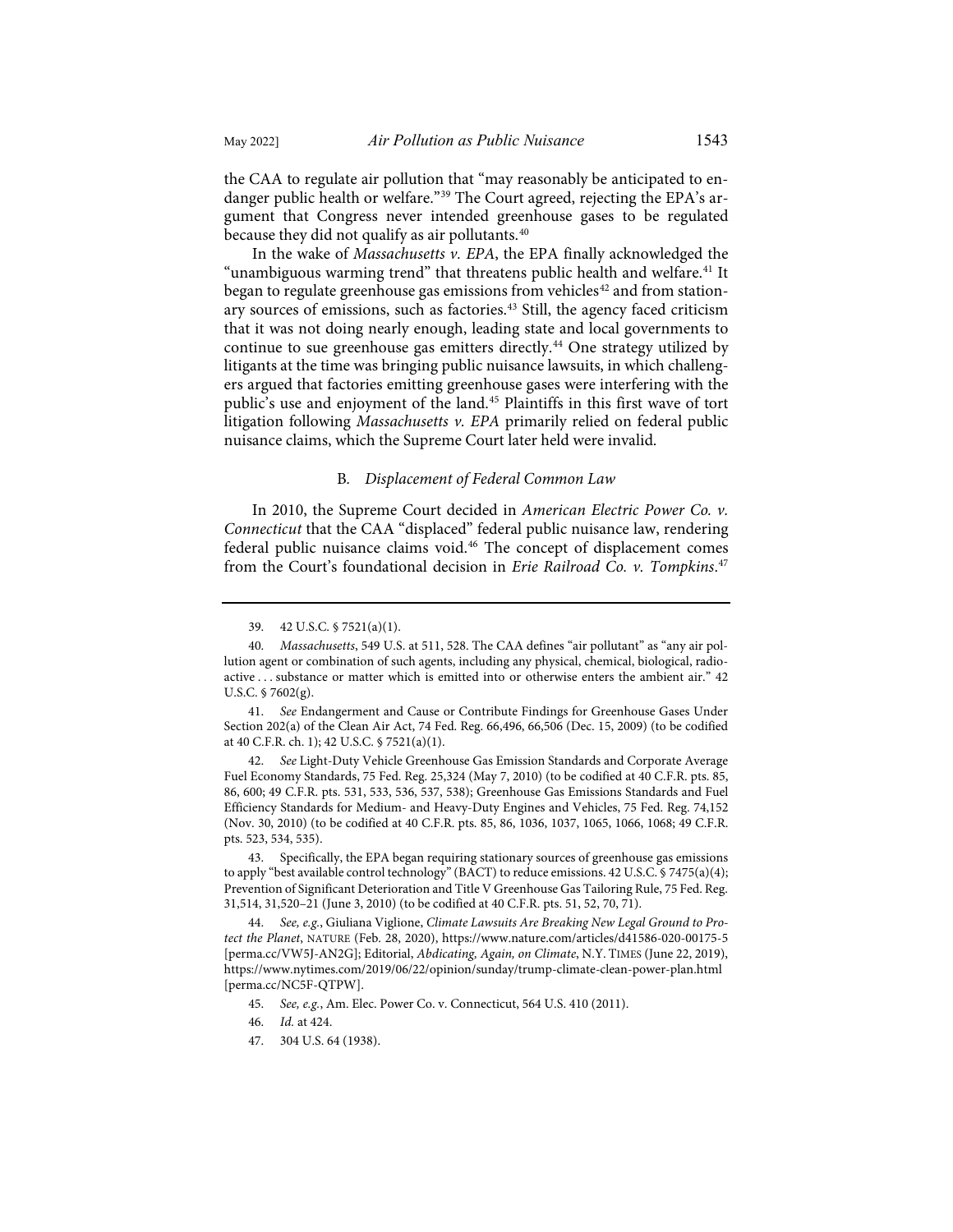the CAA to regulate air pollution that "may reasonably be anticipated to endanger public health or welfare."[39] The Court agreed, rejecting the EPA's argument that Congress never intended greenhouse gases to be regulated because they did not qualify as air pollutants.[40]

In the wake of *Massachusetts v. EPA*, the EPA finally acknowledged the "unambiguous warming trend" that threatens public health and welfare.[41] It began to regulate greenhouse gas emissions from vehicles[42] and from stationary sources of emissions, such as factories.[43] Still, the agency faced criticism that it was not doing nearly enough, leading state and local governments to continue to sue greenhouse gas emitters directly.[44] One strategy utilized by litigants at the time was bringing public nuisance lawsuits, in which challengers argued that factories emitting greenhouse gases were interfering with the public's use and enjoyment of the land.[45] Plaintiffs in this first wave of tort litigation following *Massachusetts v. EPA* primarily relied on federal public nuisance claims, which the Supreme Court later held were invalid.

### B. *Displacement of Federal Common Law*

In 2010, the Supreme Court decided in *American Electric Power Co. v. Connecticut* that the CAA "displaced" federal public nuisance law, rendering federal public nuisance claims void.[46] The concept of displacement comes from the Court's foundational decision in *Erie Railroad Co. v. Tompkins*.[47]

---

39. 42 U.S.C. § 7521(a)(1).

40. *Massachusetts*, 549 U.S. at 511, 528. The CAA defines "air pollutant" as "any air pollution agent or combination of such agents, including any physical, chemical, biological, radioactive . . . substance or matter which is emitted into or otherwise enters the ambient air." 42 U.S.C. § 7602(g).

41. *See* Endangerment and Cause or Contribute Findings for Greenhouse Gases Under Section 202(a) of the Clean Air Act, 74 Fed. Reg. 66,496, 66,506 (Dec. 15, 2009) (to be codified at 40 C.F.R. ch. 1); 42 U.S.C. § 7521(a)(1).

42. *See* Light-Duty Vehicle Greenhouse Gas Emission Standards and Corporate Average Fuel Economy Standards, 75 Fed. Reg. 25,324 (May 7, 2010) (to be codified at 40 C.F.R. pts. 85, 86, 600; 49 C.F.R. pts. 531, 533, 536, 537, 538); Greenhouse Gas Emissions Standards and Fuel Efficiency Standards for Medium- and Heavy-Duty Engines and Vehicles, 75 Fed. Reg. 74,152 (Nov. 30, 2010) (to be codified at 40 C.F.R. pts. 85, 86, 1036, 1037, 1065, 1066, 1068; 49 C.F.R. pts. 523, 534, 535).

43. Specifically, the EPA began requiring stationary sources of greenhouse gas emissions to apply "best available control technology" (BACT) to reduce emissions. 42 U.S.C. § 7475(a)(4); Prevention of Significant Deterioration and Title V Greenhouse Gas Tailoring Rule, 75 Fed. Reg. 31,514, 31,520–21 (June 3, 2010) (to be codified at 40 C.F.R. pts. 51, 52, 70, 71).

44. *See, e.g.*, Giuliana Viglione, *Climate Lawsuits Are Breaking New Legal Ground to Protect the Planet*, NATURE (Feb. 28, 2020), https://www.nature.com/articles/d41586-020-00175-5 [perma.cc/VW5J-AN2G]; Editorial, *Abdicating, Again, on Climate*, N.Y. TIMES (June 22, 2019), https://www.nytimes.com/2019/06/22/opinion/sunday/trump-climate-clean-power-plan.html [perma.cc/NC5F-QTPW].

45. *See, e.g.*, Am. Elec. Power Co. v. Connecticut, 564 U.S. 410 (2011).

46. *Id.* at 424.

47. 304 U.S. 64 (1938).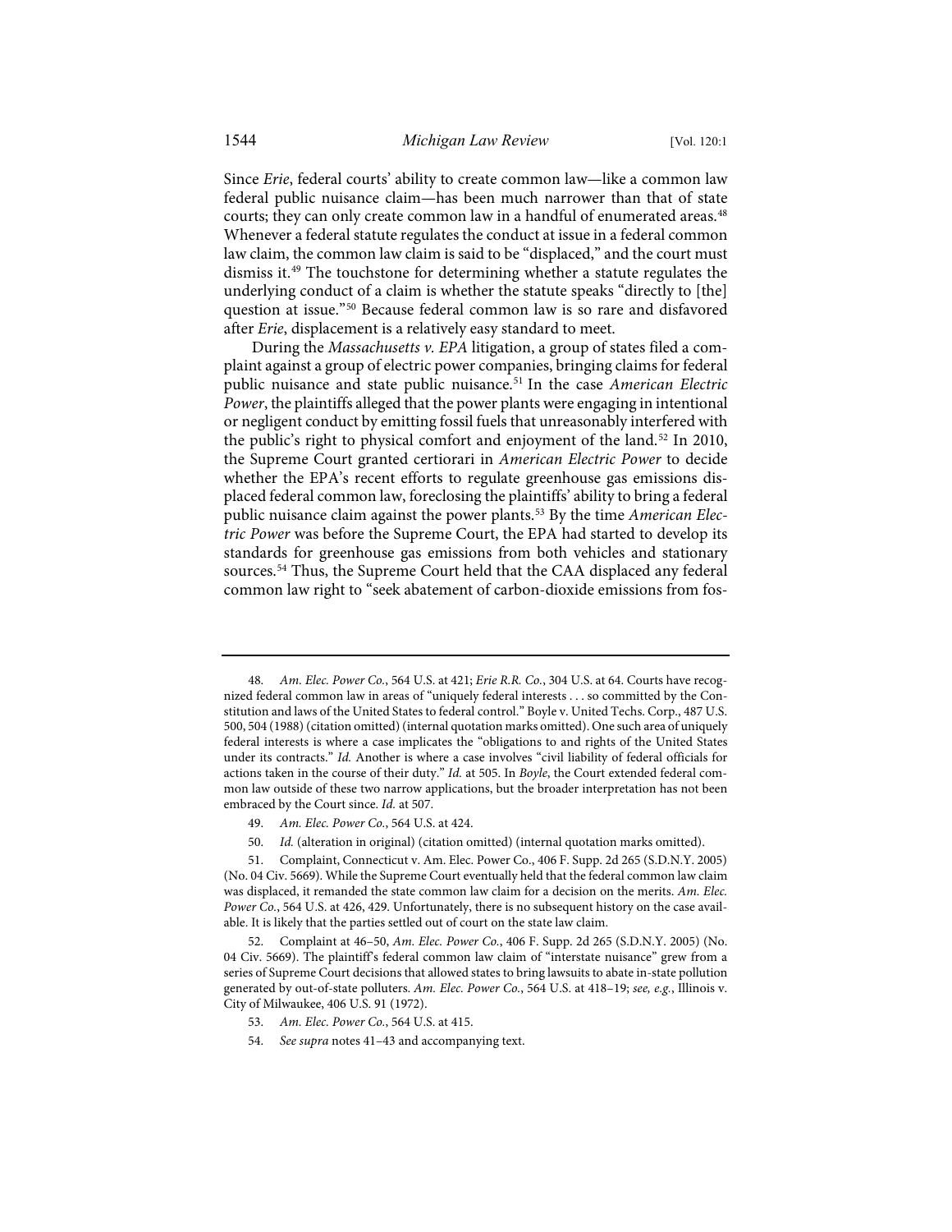Since *Erie*, federal courts' ability to create common law—like a common law federal public nuisance claim—has been much narrower than that of state courts; they can only create common law in a handful of enumerated areas.[48] Whenever a federal statute regulates the conduct at issue in a federal common law claim, the common law claim is said to be "displaced," and the court must dismiss it.[49] The touchstone for determining whether a statute regulates the underlying conduct of a claim is whether the statute speaks "directly to [the] question at issue."[50] Because federal common law is so rare and disfavored after *Erie*, displacement is a relatively easy standard to meet.

During the *Massachusetts v. EPA* litigation, a group of states filed a complaint against a group of electric power companies, bringing claims for federal public nuisance and state public nuisance.[51] In the case *American Electric Power*, the plaintiffs alleged that the power plants were engaging in intentional or negligent conduct by emitting fossil fuels that unreasonably interfered with the public's right to physical comfort and enjoyment of the land.[52] In 2010, the Supreme Court granted certiorari in *American Electric Power* to decide whether the EPA's recent efforts to regulate greenhouse gas emissions displaced federal common law, foreclosing the plaintiffs' ability to bring a federal public nuisance claim against the power plants.[53] By the time *American Electric Power* was before the Supreme Court, the EPA had started to develop its standards for greenhouse gas emissions from both vehicles and stationary sources.[54] Thus, the Supreme Court held that the CAA displaced any federal common law right to "seek abatement of carbon-dioxide emissions from fos-

---

48. *Am. Elec. Power Co.*, 564 U.S. at 421; *Erie R.R. Co.*, 304 U.S. at 64. Courts have recognized federal common law in areas of "uniquely federal interests . . . so committed by the Constitution and laws of the United States to federal control." Boyle v. United Techs. Corp., 487 U.S. 500, 504 (1988) (citation omitted) (internal quotation marks omitted). One such area of uniquely federal interests is where a case implicates the "obligations to and rights of the United States under its contracts." *Id.* Another is where a case involves "civil liability of federal officials for actions taken in the course of their duty." *Id.* at 505. In *Boyle*, the Court extended federal common law outside of these two narrow applications, but the broader interpretation has not been embraced by the Court since. *Id.* at 507.

49. *Am. Elec. Power Co.*, 564 U.S. at 424.

50. *Id.* (alteration in original) (citation omitted) (internal quotation marks omitted).

51. Complaint, Connecticut v. Am. Elec. Power Co., 406 F. Supp. 2d 265 (S.D.N.Y. 2005) (No. 04 Civ. 5669). While the Supreme Court eventually held that the federal common law claim was displaced, it remanded the state common law claim for a decision on the merits. *Am. Elec. Power Co.*, 564 U.S. at 426, 429. Unfortunately, there is no subsequent history on the case available. It is likely that the parties settled out of court on the state law claim.

52. Complaint at 46–50, *Am. Elec. Power Co.*, 406 F. Supp. 2d 265 (S.D.N.Y. 2005) (No. 04 Civ. 5669). The plaintiff's federal common law claim of "interstate nuisance" grew from a series of Supreme Court decisions that allowed states to bring lawsuits to abate in-state pollution generated by out-of-state polluters. *Am. Elec. Power Co.*, 564 U.S. at 418–19; *see, e.g.*, Illinois v. City of Milwaukee, 406 U.S. 91 (1972).

53. *Am. Elec. Power Co.*, 564 U.S. at 415.

54. *See supra* notes 41–43 and accompanying text.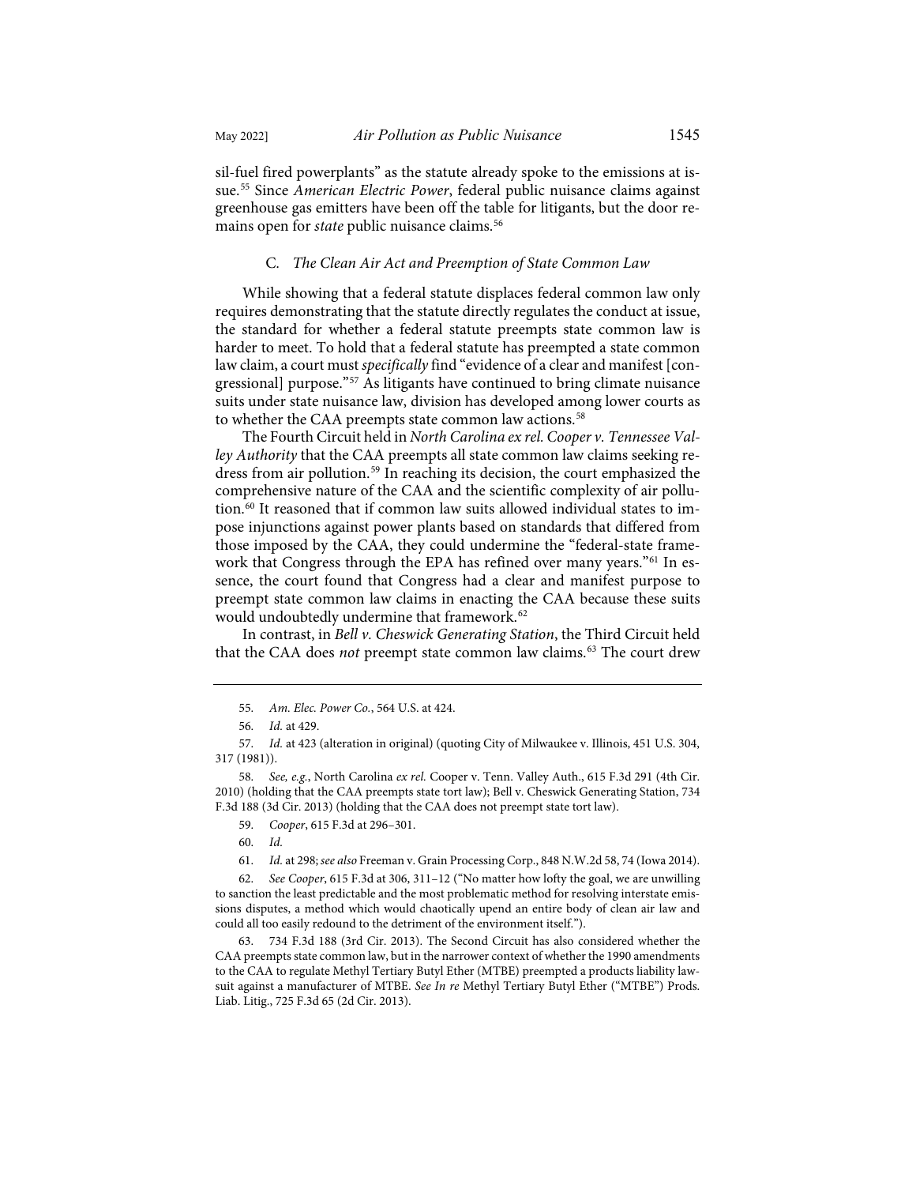sil-fuel fired powerplants" as the statute already spoke to the emissions at issue.[55] Since *American Electric Power*, federal public nuisance claims against greenhouse gas emitters have been off the table for litigants, but the door remains open for *state* public nuisance claims.[56]

### C. *The Clean Air Act and Preemption of State Common Law*

While showing that a federal statute displaces federal common law only requires demonstrating that the statute directly regulates the conduct at issue, the standard for whether a federal statute preempts state common law is harder to meet. To hold that a federal statute has preempted a state common law claim, a court must *specifically* find "evidence of a clear and manifest [congressional] purpose."[57] As litigants have continued to bring climate nuisance suits under state nuisance law, division has developed among lower courts as to whether the CAA preempts state common law actions.[58]

The Fourth Circuit held in *North Carolina ex rel. Cooper v. Tennessee Valley Authority* that the CAA preempts all state common law claims seeking redress from air pollution.[59] In reaching its decision, the court emphasized the comprehensive nature of the CAA and the scientific complexity of air pollution.[60] It reasoned that if common law suits allowed individual states to impose injunctions against power plants based on standards that differed from those imposed by the CAA, they could undermine the "federal-state framework that Congress through the EPA has refined over many years."[61] In essence, the court found that Congress had a clear and manifest purpose to preempt state common law claims in enacting the CAA because these suits would undoubtedly undermine that framework.[62]

In contrast, in *Bell v. Cheswick Generating Station*, the Third Circuit held that the CAA does *not* preempt state common law claims.[63] The court drew

---

55. *Am. Elec. Power Co.*, 564 U.S. at 424.

56. *Id.* at 429.

57. *Id.* at 423 (alteration in original) (quoting City of Milwaukee v. Illinois, 451 U.S. 304, 317 (1981)).

58. *See, e.g.*, North Carolina *ex rel.* Cooper v. Tenn. Valley Auth., 615 F.3d 291 (4th Cir. 2010) (holding that the CAA preempts state tort law); Bell v. Cheswick Generating Station, 734 F.3d 188 (3d Cir. 2013) (holding that the CAA does not preempt state tort law).

59. *Cooper*, 615 F.3d at 296–301.

60. *Id.*

61. *Id.* at 298; *see also* Freeman v. Grain Processing Corp., 848 N.W.2d 58, 74 (Iowa 2014).

62. *See Cooper*, 615 F.3d at 306, 311–12 ("No matter how lofty the goal, we are unwilling to sanction the least predictable and the most problematic method for resolving interstate emissions disputes, a method which would chaotically upend an entire body of clean air law and could all too easily redound to the detriment of the environment itself.").

63. 734 F.3d 188 (3rd Cir. 2013). The Second Circuit has also considered whether the CAA preempts state common law, but in the narrower context of whether the 1990 amendments to the CAA to regulate Methyl Tertiary Butyl Ether (MTBE) preempted a products liability lawsuit against a manufacturer of MTBE. *See In re* Methyl Tertiary Butyl Ether ("MTBE") Prods. Liab. Litig., 725 F.3d 65 (2d Cir. 2013).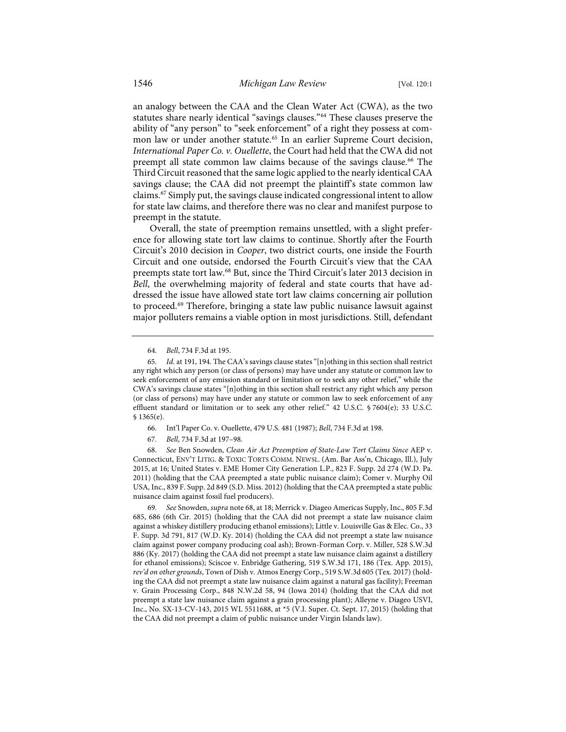an analogy between the CAA and the Clean Water Act (CWA), as the two statutes share nearly identical "savings clauses."[64] These clauses preserve the ability of "any person" to "seek enforcement" of a right they possess at common law or under another statute.[65] In an earlier Supreme Court decision, *International Paper Co. v. Ouellette*, the Court had held that the CWA did not preempt all state common law claims because of the savings clause.[66] The Third Circuit reasoned that the same logic applied to the nearly identical CAA savings clause; the CAA did not preempt the plaintiff's state common law claims.[67] Simply put, the savings clause indicated congressional intent to allow for state law claims, and therefore there was no clear and manifest purpose to preempt in the statute.

Overall, the state of preemption remains unsettled, with a slight preference for allowing state tort law claims to continue. Shortly after the Fourth Circuit's 2010 decision in *Cooper*, two district courts, one inside the Fourth Circuit and one outside, endorsed the Fourth Circuit's view that the CAA preempts state tort law.[68] But, since the Third Circuit's later 2013 decision in *Bell*, the overwhelming majority of federal and state courts that have addressed the issue have allowed state tort law claims concerning air pollution to proceed.[69] Therefore, bringing a state law public nuisance lawsuit against major polluters remains a viable option in most jurisdictions. Still, defendant

---

64. *Bell*, 734 F.3d at 195.

65. *Id.* at 191, 194. The CAA's savings clause states "[n]othing in this section shall restrict any right which any person (or class of persons) may have under any statute or common law to seek enforcement of any emission standard or limitation or to seek any other relief," while the CWA's savings clause states "[n]othing in this section shall restrict any right which any person (or class of persons) may have under any statute or common law to seek enforcement of any effluent standard or limitation or to seek any other relief." 42 U.S.C. § 7604(e); 33 U.S.C. § 1365(e).

66. Int'l Paper Co. v. Ouellette, 479 U.S. 481 (1987); *Bell*, 734 F.3d at 198.

67. *Bell*, 734 F.3d at 197–98.

68. *See* Ben Snowden, *Clean Air Act Preemption of State-Law Tort Claims Since* AEP v. Connecticut, ENV'T LITIG. & TOXIC TORTS COMM. NEWSL. (Am. Bar Ass'n, Chicago, Ill.), July 2015, at 16; United States v. EME Homer City Generation L.P., 823 F. Supp. 2d 274 (W.D. Pa. 2011) (holding that the CAA preempted a state public nuisance claim); Comer v. Murphy Oil USA, Inc., 839 F. Supp. 2d 849 (S.D. Miss. 2012) (holding that the CAA preempted a state public nuisance claim against fossil fuel producers).

69. *See* Snowden, *supra* note 68, at 18; Merrick v. Diageo Americas Supply, Inc., 805 F.3d 685, 686 (6th Cir. 2015) (holding that the CAA did not preempt a state law nuisance claim against a whiskey distillery producing ethanol emissions); Little v. Louisville Gas & Elec. Co., 33 F. Supp. 3d 791, 817 (W.D. Ky. 2014) (holding the CAA did not preempt a state law nuisance claim against power company producing coal ash); Brown-Forman Corp. v. Miller, 528 S.W.3d 886 (Ky. 2017) (holding the CAA did not preempt a state law nuisance claim against a distillery for ethanol emissions); Sciscoe v. Enbridge Gathering, 519 S.W.3d 171, 186 (Tex. App. 2015), *rev'd on other grounds*, Town of Dish v. Atmos Energy Corp., 519 S.W.3d 605 (Tex. 2017) (holding the CAA did not preempt a state law nuisance claim against a natural gas facility); Freeman v. Grain Processing Corp., 848 N.W.2d 58, 94 (Iowa 2014) (holding that the CAA did not preempt a state law nuisance claim against a grain processing plant); Alleyne v. Diageo USVI, Inc., No. SX-13-CV-143, 2015 WL 5511688, at *5 (V.I. Super. Ct. Sept. 17, 2015) (holding that the CAA did not preempt a claim of public nuisance under Virgin Islands law).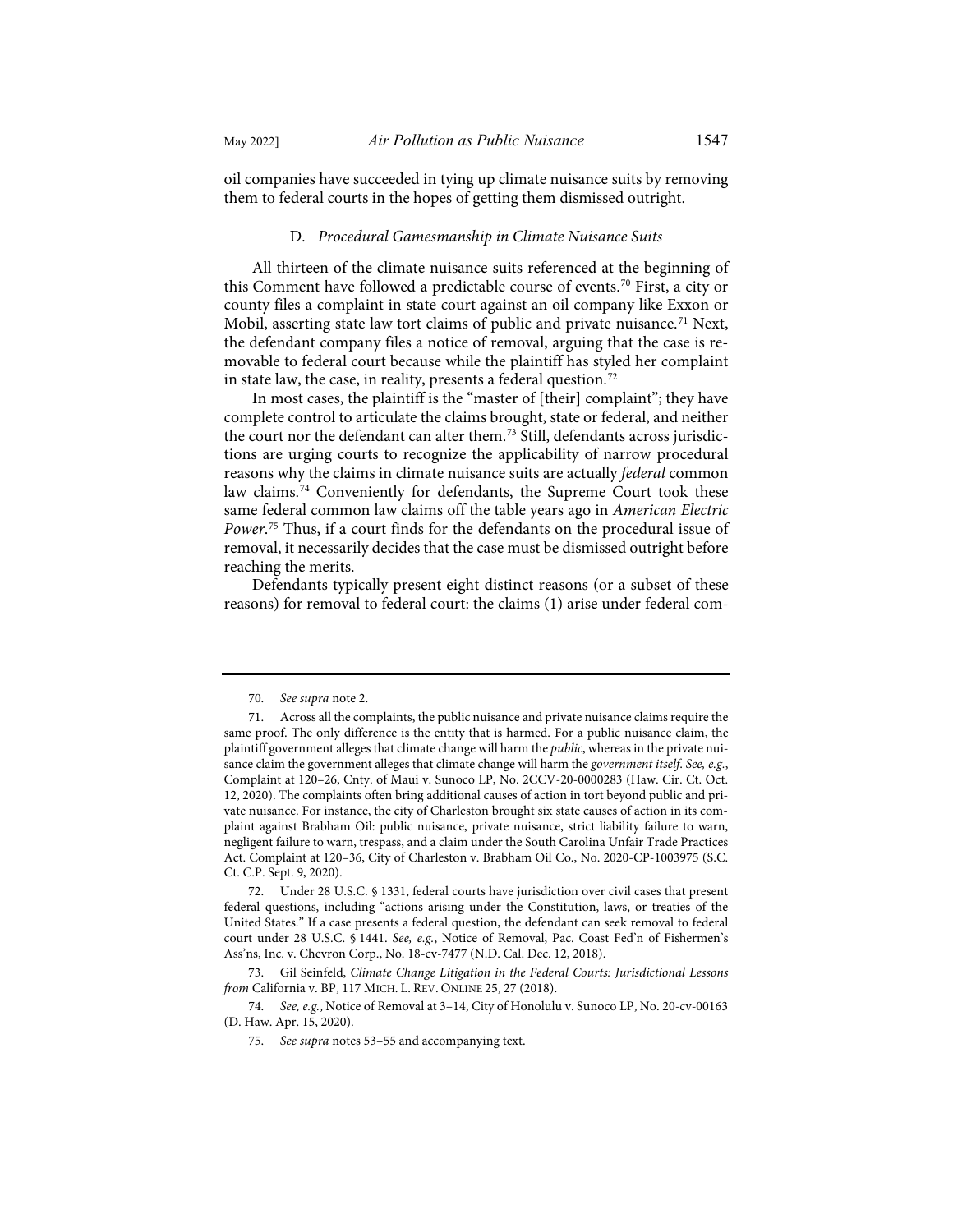oil companies have succeeded in tying up climate nuisance suits by removing them to federal courts in the hopes of getting them dismissed outright.

### D. *Procedural Gamesmanship in Climate Nuisance Suits*

All thirteen of the climate nuisance suits referenced at the beginning of this Comment have followed a predictable course of events.[70] First, a city or county files a complaint in state court against an oil company like Exxon or Mobil, asserting state law tort claims of public and private nuisance.[71] Next, the defendant company files a notice of removal, arguing that the case is removable to federal court because while the plaintiff has styled her complaint in state law, the case, in reality, presents a federal question.[72]

In most cases, the plaintiff is the "master of [their] complaint"; they have complete control to articulate the claims brought, state or federal, and neither the court nor the defendant can alter them.[73] Still, defendants across jurisdictions are urging courts to recognize the applicability of narrow procedural reasons why the claims in climate nuisance suits are actually *federal* common law claims.[74] Conveniently for defendants, the Supreme Court took these same federal common law claims off the table years ago in *American Electric Power*.[75] Thus, if a court finds for the defendants on the procedural issue of removal, it necessarily decides that the case must be dismissed outright before reaching the merits.

Defendants typically present eight distinct reasons (or a subset of these reasons) for removal to federal court: the claims (1) arise under federal com-

---

70. *See supra* note 2.

71. Across all the complaints, the public nuisance and private nuisance claims require the same proof. The only difference is the entity that is harmed. For a public nuisance claim, the plaintiff government alleges that climate change will harm the *public*, whereas in the private nuisance claim the government alleges that climate change will harm the *government itself*. *See, e.g.*, Complaint at 120–26, Cnty. of Maui v. Sunoco LP, No. 2CCV-20-0000283 (Haw. Cir. Ct. Oct. 12, 2020). The complaints often bring additional causes of action in tort beyond public and private nuisance. For instance, the city of Charleston brought six state causes of action in its complaint against Brabham Oil: public nuisance, private nuisance, strict liability failure to warn, negligent failure to warn, trespass, and a claim under the South Carolina Unfair Trade Practices Act. Complaint at 120–36, City of Charleston v. Brabham Oil Co., No. 2020-CP-1003975 (S.C. Ct. C.P. Sept. 9, 2020).

72. Under 28 U.S.C. § 1331, federal courts have jurisdiction over civil cases that present federal questions, including "actions arising under the Constitution, laws, or treaties of the United States." If a case presents a federal question, the defendant can seek removal to federal court under 28 U.S.C. § 1441. *See, e.g.*, Notice of Removal, Pac. Coast Fed'n of Fishermen's Ass'ns, Inc. v. Chevron Corp., No. 18-cv-7477 (N.D. Cal. Dec. 12, 2018).

73. Gil Seinfeld, *Climate Change Litigation in the Federal Courts: Jurisdictional Lessons from* California v. BP, 117 MICH. L. REV. ONLINE 25, 27 (2018).

74. *See, e.g.*, Notice of Removal at 3–14, City of Honolulu v. Sunoco LP, No. 20-cv-00163 (D. Haw. Apr. 15, 2020).

75. *See supra* notes 53–55 and accompanying text.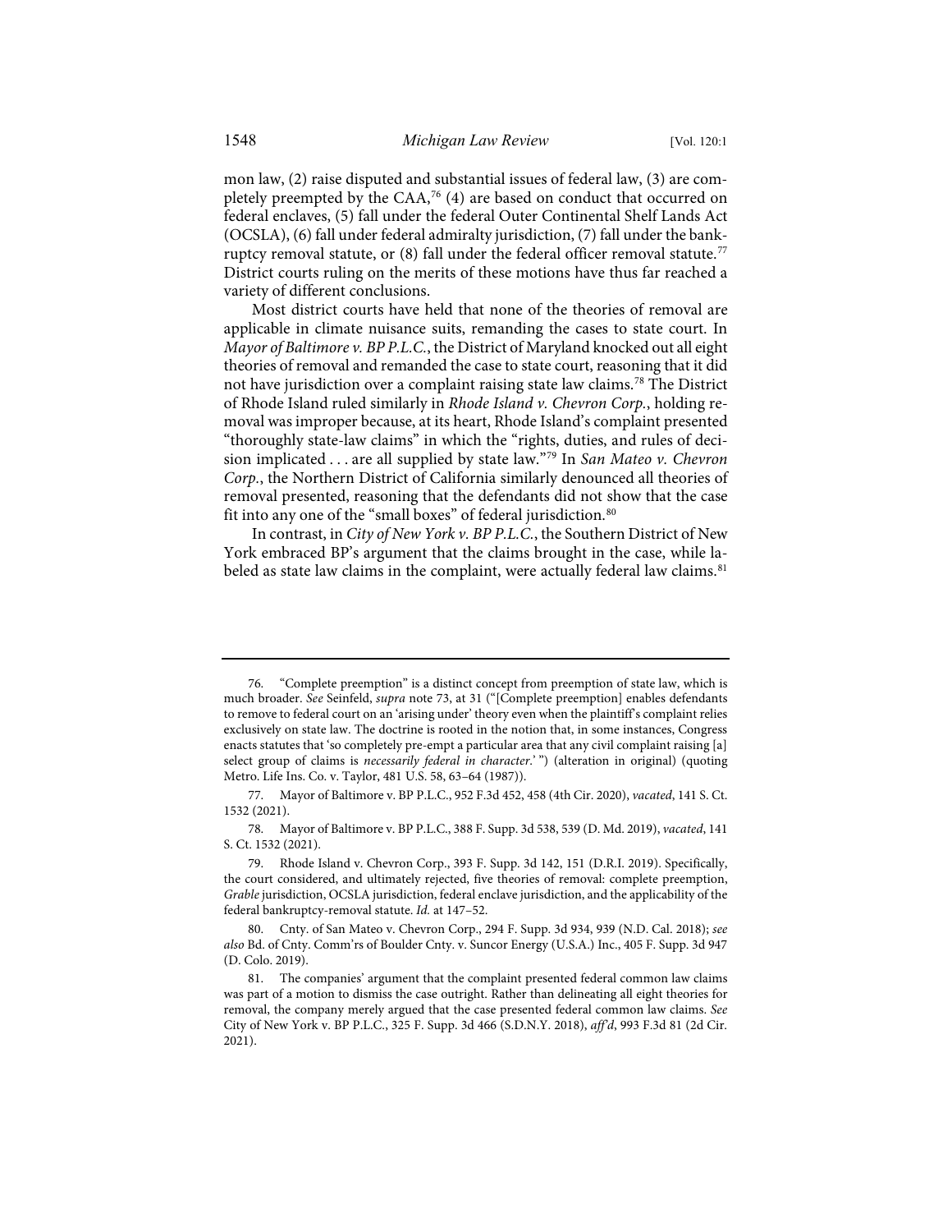mon law, (2) raise disputed and substantial issues of federal law, (3) are completely preempted by the CAA,[76] (4) are based on conduct that occurred on federal enclaves, (5) fall under the federal Outer Continental Shelf Lands Act (OCSLA), (6) fall under federal admiralty jurisdiction, (7) fall under the bankruptcy removal statute, or (8) fall under the federal officer removal statute.[77] District courts ruling on the merits of these motions have thus far reached a variety of different conclusions.

Most district courts have held that none of the theories of removal are applicable in climate nuisance suits, remanding the cases to state court. In *Mayor of Baltimore v. BP P.L.C.*, the District of Maryland knocked out all eight theories of removal and remanded the case to state court, reasoning that it did not have jurisdiction over a complaint raising state law claims.[78] The District of Rhode Island ruled similarly in *Rhode Island v. Chevron Corp.*, holding removal was improper because, at its heart, Rhode Island's complaint presented "thoroughly state-law claims" in which the "rights, duties, and rules of decision implicated . . . are all supplied by state law."[79] In *San Mateo v. Chevron Corp.*, the Northern District of California similarly denounced all theories of removal presented, reasoning that the defendants did not show that the case fit into any one of the "small boxes" of federal jurisdiction.[80]

In contrast, in *City of New York v. BP P.L.C.*, the Southern District of New York embraced BP's argument that the claims brought in the case, while labeled as state law claims in the complaint, were actually federal law claims.[81]

---

76. "Complete preemption" is a distinct concept from preemption of state law, which is much broader. *See* Seinfeld, *supra* note 73, at 31 ("[Complete preemption] enables defendants to remove to federal court on an 'arising under' theory even when the plaintiff's complaint relies exclusively on state law. The doctrine is rooted in the notion that, in some instances, Congress enacts statutes that 'so completely pre-empt a particular area that any civil complaint raising [a] select group of claims is *necessarily federal in character*.' ") (alteration in original) (quoting Metro. Life Ins. Co. v. Taylor, 481 U.S. 58, 63–64 (1987)).

77. Mayor of Baltimore v. BP P.L.C., 952 F.3d 452, 458 (4th Cir. 2020), *vacated*, 141 S. Ct. 1532 (2021).

78. Mayor of Baltimore v. BP P.L.C., 388 F. Supp. 3d 538, 539 (D. Md. 2019), *vacated*, 141 S. Ct. 1532 (2021).

79. Rhode Island v. Chevron Corp., 393 F. Supp. 3d 142, 151 (D.R.I. 2019). Specifically, the court considered, and ultimately rejected, five theories of removal: complete preemption, *Grable* jurisdiction, OCSLA jurisdiction, federal enclave jurisdiction, and the applicability of the federal bankruptcy-removal statute. *Id.* at 147–52.

80. Cnty. of San Mateo v. Chevron Corp., 294 F. Supp. 3d 934, 939 (N.D. Cal. 2018); *see also* Bd. of Cnty. Comm'rs of Boulder Cnty. v. Suncor Energy (U.S.A.) Inc., 405 F. Supp. 3d 947 (D. Colo. 2019).

81. The companies' argument that the complaint presented federal common law claims was part of a motion to dismiss the case outright. Rather than delineating all eight theories for removal, the company merely argued that the case presented federal common law claims. *See* City of New York v. BP P.L.C., 325 F. Supp. 3d 466 (S.D.N.Y. 2018), *aff'd*, 993 F.3d 81 (2d Cir. 2021).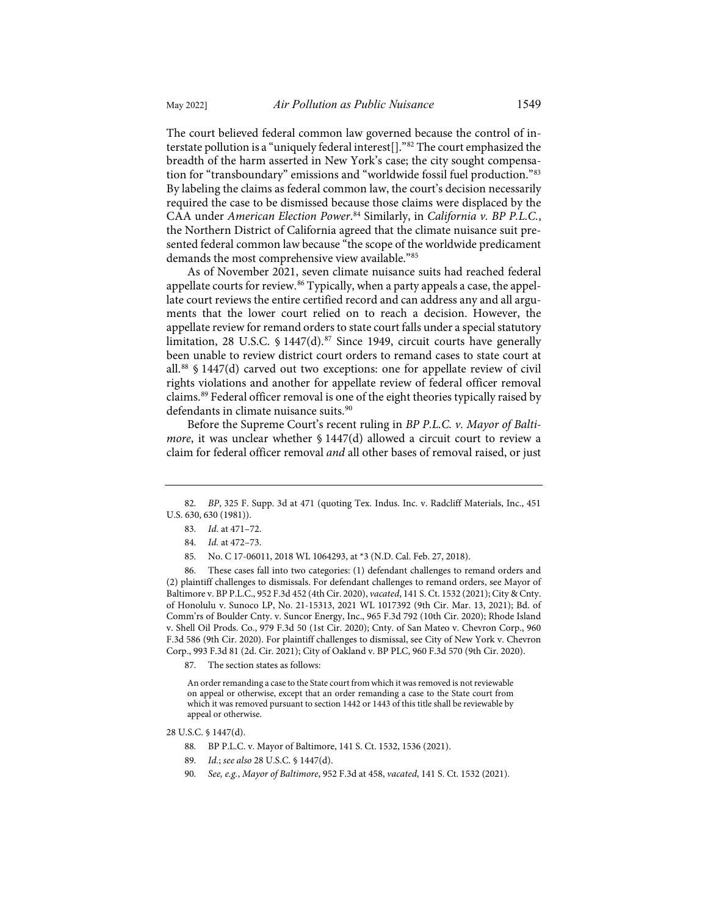The court believed federal common law governed because the control of interstate pollution is a "uniquely federal interest[]."[82] The court emphasized the breadth of the harm asserted in New York's case; the city sought compensation for "transboundary" emissions and "worldwide fossil fuel production."[83] By labeling the claims as federal common law, the court's decision necessarily required the case to be dismissed because those claims were displaced by the CAA under *American Election Power*.[84] Similarly, in *California v. BP P.L.C.*, the Northern District of California agreed that the climate nuisance suit presented federal common law because "the scope of the worldwide predicament demands the most comprehensive view available."[85]

As of November 2021, seven climate nuisance suits had reached federal appellate courts for review.[86] Typically, when a party appeals a case, the appellate court reviews the entire certified record and can address any and all arguments that the lower court relied on to reach a decision. However, the appellate review for remand orders to state court falls under a special statutory limitation, 28 U.S.C. § 1447(d).[87] Since 1949, circuit courts have generally been unable to review district court orders to remand cases to state court at all.[88] § 1447(d) carved out two exceptions: one for appellate review of civil rights violations and another for appellate review of federal officer removal claims.[89] Federal officer removal is one of the eight theories typically raised by defendants in climate nuisance suits.[90]

Before the Supreme Court's recent ruling in *BP P.L.C. v. Mayor of Baltimore*, it was unclear whether § 1447(d) allowed a circuit court to review a claim for federal officer removal *and* all other bases of removal raised, or just

---

82. *BP*, 325 F. Supp. 3d at 471 (quoting Tex. Indus. Inc. v. Radcliff Materials, Inc., 451 U.S. 630, 630 (1981)).

83. *Id.* at 471–72.

84. *Id.* at 472–73.

85. No. C 17-06011, 2018 WL 1064293, at *3 (N.D. Cal. Feb. 27, 2018).

86. These cases fall into two categories: (1) defendant challenges to remand orders and (2) plaintiff challenges to dismissals. For defendant challenges to remand orders, see Mayor of Baltimore v. BP P.L.C., 952 F.3d 452 (4th Cir. 2020), *vacated*, 141 S. Ct. 1532 (2021); City & Cnty. of Honolulu v. Sunoco LP, No. 21-15313, 2021 WL 1017392 (9th Cir. Mar. 13, 2021); Bd. of Comm'rs of Boulder Cnty. v. Suncor Energy, Inc., 965 F.3d 792 (10th Cir. 2020); Rhode Island v. Shell Oil Prods. Co., 979 F.3d 50 (1st Cir. 2020); Cnty. of San Mateo v. Chevron Corp., 960 F.3d 586 (9th Cir. 2020). For plaintiff challenges to dismissal, see City of New York v. Chevron Corp., 993 F.3d 81 (2d. Cir. 2021); City of Oakland v. BP PLC, 960 F.3d 570 (9th Cir. 2020).

87. The section states as follows:

> An order remanding a case to the State court from which it was removed is not reviewable on appeal or otherwise, except that an order remanding a case to the State court from which it was removed pursuant to section 1442 or 1443 of this title shall be reviewable by appeal or otherwise.

28 U.S.C. § 1447(d).

88. BP P.L.C. v. Mayor of Baltimore, 141 S. Ct. 1532, 1536 (2021).

89. *Id.*; *see also* 28 U.S.C. § 1447(d).

90. *See, e.g.*, *Mayor of Baltimore*, 952 F.3d at 458, *vacated*, 141 S. Ct. 1532 (2021).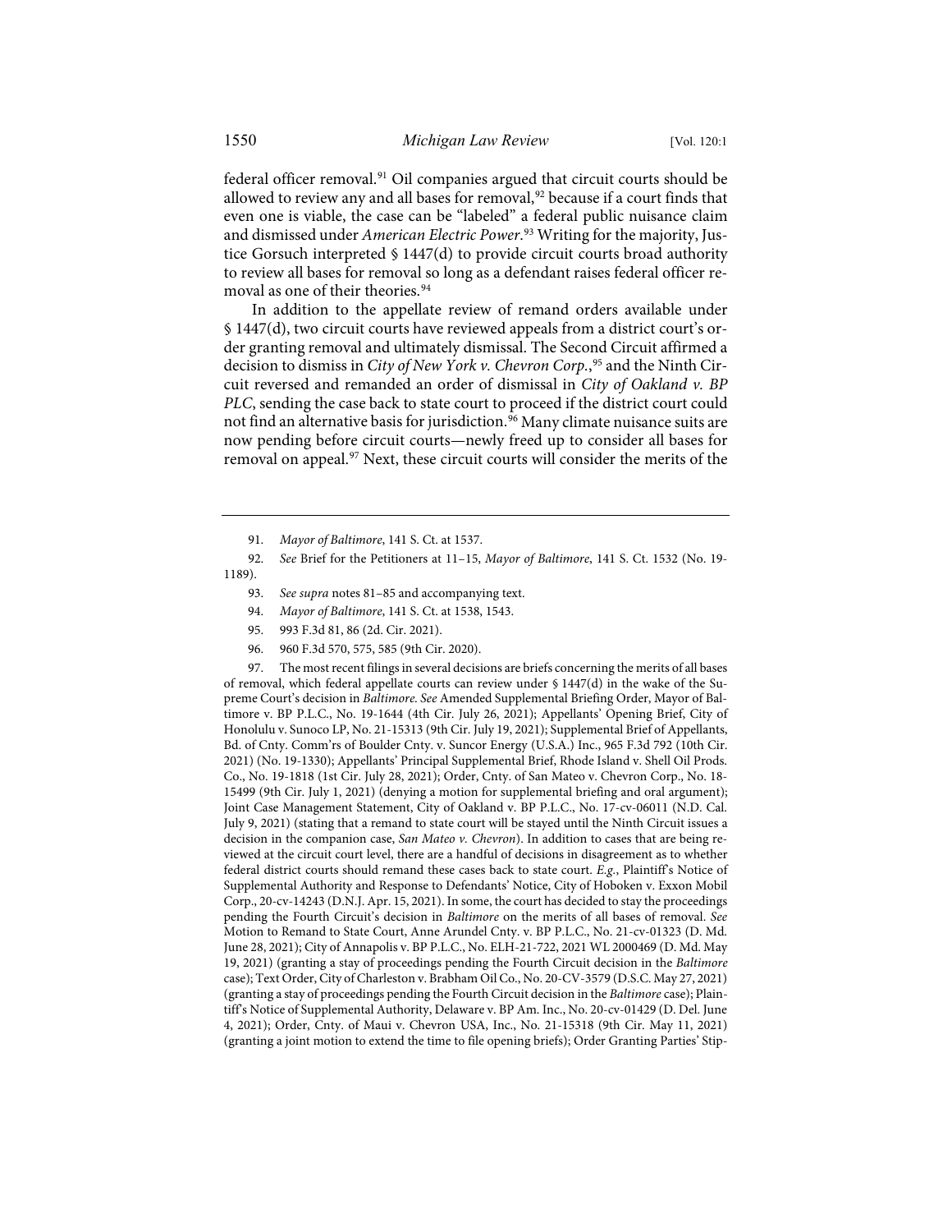federal officer removal.[91] Oil companies argued that circuit courts should be allowed to review any and all bases for removal,[92] because if a court finds that even one is viable, the case can be "labeled" a federal public nuisance claim and dismissed under *American Electric Power*.[93] Writing for the majority, Justice Gorsuch interpreted § 1447(d) to provide circuit courts broad authority to review all bases for removal so long as a defendant raises federal officer removal as one of their theories.[94]

In addition to the appellate review of remand orders available under § 1447(d), two circuit courts have reviewed appeals from a district court's order granting removal and ultimately dismissal. The Second Circuit affirmed a decision to dismiss in *City of New York v. Chevron Corp.*,[95] and the Ninth Circuit reversed and remanded an order of dismissal in *City of Oakland v. BP PLC*, sending the case back to state court to proceed if the district court could not find an alternative basis for jurisdiction.[96] Many climate nuisance suits are now pending before circuit courts—newly freed up to consider all bases for removal on appeal.[97] Next, these circuit courts will consider the merits of the

---

91. *Mayor of Baltimore*, 141 S. Ct. at 1537.

92. *See* Brief for the Petitioners at 11–15, *Mayor of Baltimore*, 141 S. Ct. 1532 (No. 19-1189).

93. *See supra* notes 81–85 and accompanying text.

94. *Mayor of Baltimore*, 141 S. Ct. at 1538, 1543.

95. 993 F.3d 81, 86 (2d. Cir. 2021).

96. 960 F.3d 570, 575, 585 (9th Cir. 2020).

97. The most recent filings in several decisions are briefs concerning the merits of all bases of removal, which federal appellate courts can review under § 1447(d) in the wake of the Supreme Court's decision in *Baltimore*. *See* Amended Supplemental Briefing Order, Mayor of Baltimore v. BP P.L.C., No. 19-1644 (4th Cir. July 26, 2021); Appellants' Opening Brief, City of Honolulu v. Sunoco LP, No. 21-15313 (9th Cir. July 19, 2021); Supplemental Brief of Appellants, Bd. of Cnty. Comm'rs of Boulder Cnty. v. Suncor Energy (U.S.A.) Inc., 965 F.3d 792 (10th Cir. 2021) (No. 19-1330); Appellants' Principal Supplemental Brief, Rhode Island v. Shell Oil Prods. Co., No. 19-1818 (1st Cir. July 28, 2021); Order, Cnty. of San Mateo v. Chevron Corp., No. 18-15499 (9th Cir. July 1, 2021) (denying a motion for supplemental briefing and oral argument); Joint Case Management Statement, City of Oakland v. BP P.L.C., No. 17-cv-06011 (N.D. Cal. July 9, 2021) (stating that a remand to state court will be stayed until the Ninth Circuit issues a decision in the companion case, *San Mateo v. Chevron*). In addition to cases that are being reviewed at the circuit court level, there are a handful of decisions in disagreement as to whether federal district courts should remand these cases back to state court. *E.g.*, Plaintiff's Notice of Supplemental Authority and Response to Defendants' Notice, City of Hoboken v. Exxon Mobil Corp., 20-cv-14243 (D.N.J. Apr. 15, 2021). In some, the court has decided to stay the proceedings pending the Fourth Circuit's decision in *Baltimore* on the merits of all bases of removal. *See* Motion to Remand to State Court, Anne Arundel Cnty. v. BP P.L.C., No. 21-cv-01323 (D. Md. June 28, 2021); City of Annapolis v. BP P.L.C., No. ELH-21-722, 2021 WL 2000469 (D. Md. May 19, 2021) (granting a stay of proceedings pending the Fourth Circuit decision in the *Baltimore* case); Text Order, City of Charleston v. Brabham Oil Co., No. 20-CV-3579 (D.S.C. May 27, 2021) (granting a stay of proceedings pending the Fourth Circuit decision in the *Baltimore* case); Plaintiff's Notice of Supplemental Authority, Delaware v. BP Am. Inc., No. 20-cv-01429 (D. Del. June 4, 2021); Order, Cnty. of Maui v. Chevron USA, Inc., No. 21-15318 (9th Cir. May 11, 2021) (granting a joint motion to extend the time to file opening briefs); Order Granting Parties' Stip-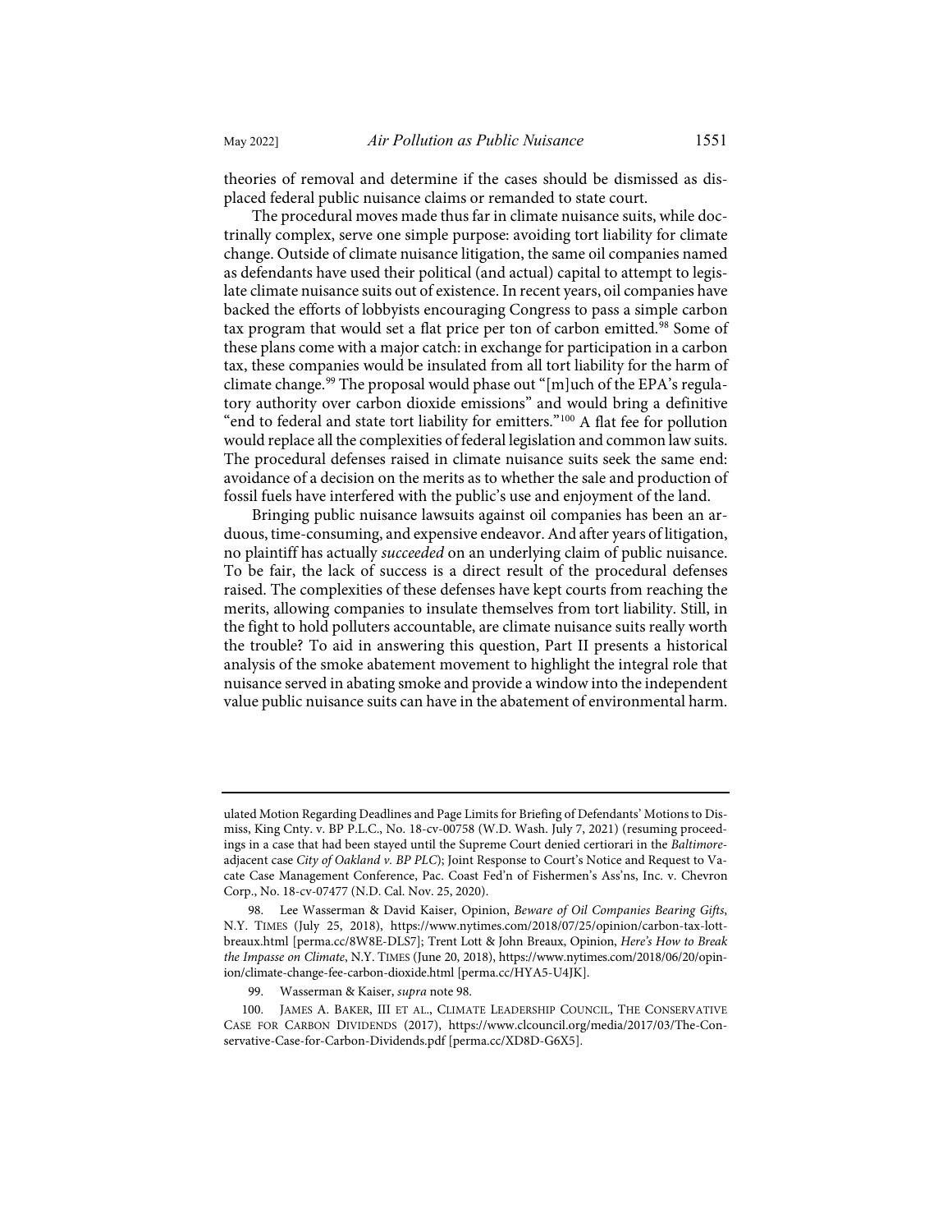theories of removal and determine if the cases should be dismissed as displaced federal public nuisance claims or remanded to state court.

The procedural moves made thus far in climate nuisance suits, while doctrinally complex, serve one simple purpose: avoiding tort liability for climate change. Outside of climate nuisance litigation, the same oil companies named as defendants have used their political (and actual) capital to attempt to legislate climate nuisance suits out of existence. In recent years, oil companies have backed the efforts of lobbyists encouraging Congress to pass a simple carbon tax program that would set a flat price per ton of carbon emitted.[98] Some of these plans come with a major catch: in exchange for participation in a carbon tax, these companies would be insulated from all tort liability for the harm of climate change.[99] The proposal would phase out "[m]uch of the EPA's regulatory authority over carbon dioxide emissions" and would bring a definitive "end to federal and state tort liability for emitters."[100] A flat fee for pollution would replace all the complexities of federal legislation and common law suits. The procedural defenses raised in climate nuisance suits seek the same end: avoidance of a decision on the merits as to whether the sale and production of fossil fuels have interfered with the public's use and enjoyment of the land.

Bringing public nuisance lawsuits against oil companies has been an arduous, time-consuming, and expensive endeavor. And after years of litigation, no plaintiff has actually *succeeded* on an underlying claim of public nuisance. To be fair, the lack of success is a direct result of the procedural defenses raised. The complexities of these defenses have kept courts from reaching the merits, allowing companies to insulate themselves from tort liability. Still, in the fight to hold polluters accountable, are climate nuisance suits really worth the trouble? To aid in answering this question, Part II presents a historical analysis of the smoke abatement movement to highlight the integral role that nuisance served in abating smoke and provide a window into the independent value public nuisance suits can have in the abatement of environmental harm.

---

ulated Motion Regarding Deadlines and Page Limits for Briefing of Defendants' Motions to Dismiss, King Cnty. v. BP P.L.C., No. 18-cv-00758 (W.D. Wash. July 7, 2021) (resuming proceedings in a case that had been stayed until the Supreme Court denied certiorari in the *Baltimore*-adjacent case *City of Oakland v. BP PLC*); Joint Response to Court's Notice and Request to Vacate Case Management Conference, Pac. Coast Fed'n of Fishermen's Ass'ns, Inc. v. Chevron Corp., No. 18-cv-07477 (N.D. Cal. Nov. 25, 2020).

98. Lee Wasserman & David Kaiser, Opinion, *Beware of Oil Companies Bearing Gifts*, N.Y. TIMES (July 25, 2018), https://www.nytimes.com/2018/07/25/opinion/carbon-tax-lott-breaux.html [perma.cc/8W8E-DLS7]; Trent Lott & John Breaux, Opinion, *Here's How to Break the Impasse on Climate*, N.Y. TIMES (June 20, 2018), https://www.nytimes.com/2018/06/20/opinion/climate-change-fee-carbon-dioxide.html [perma.cc/HYA5-U4JK].

99. Wasserman & Kaiser, *supra* note 98.

100. JAMES A. BAKER, III ET AL., CLIMATE LEADERSHIP COUNCIL, THE CONSERVATIVE CASE FOR CARBON DIVIDENDS (2017), https://www.clcouncil.org/media/2017/03/The-Conservative-Case-for-Carbon-Dividends.pdf [perma.cc/XD8D-G6X5].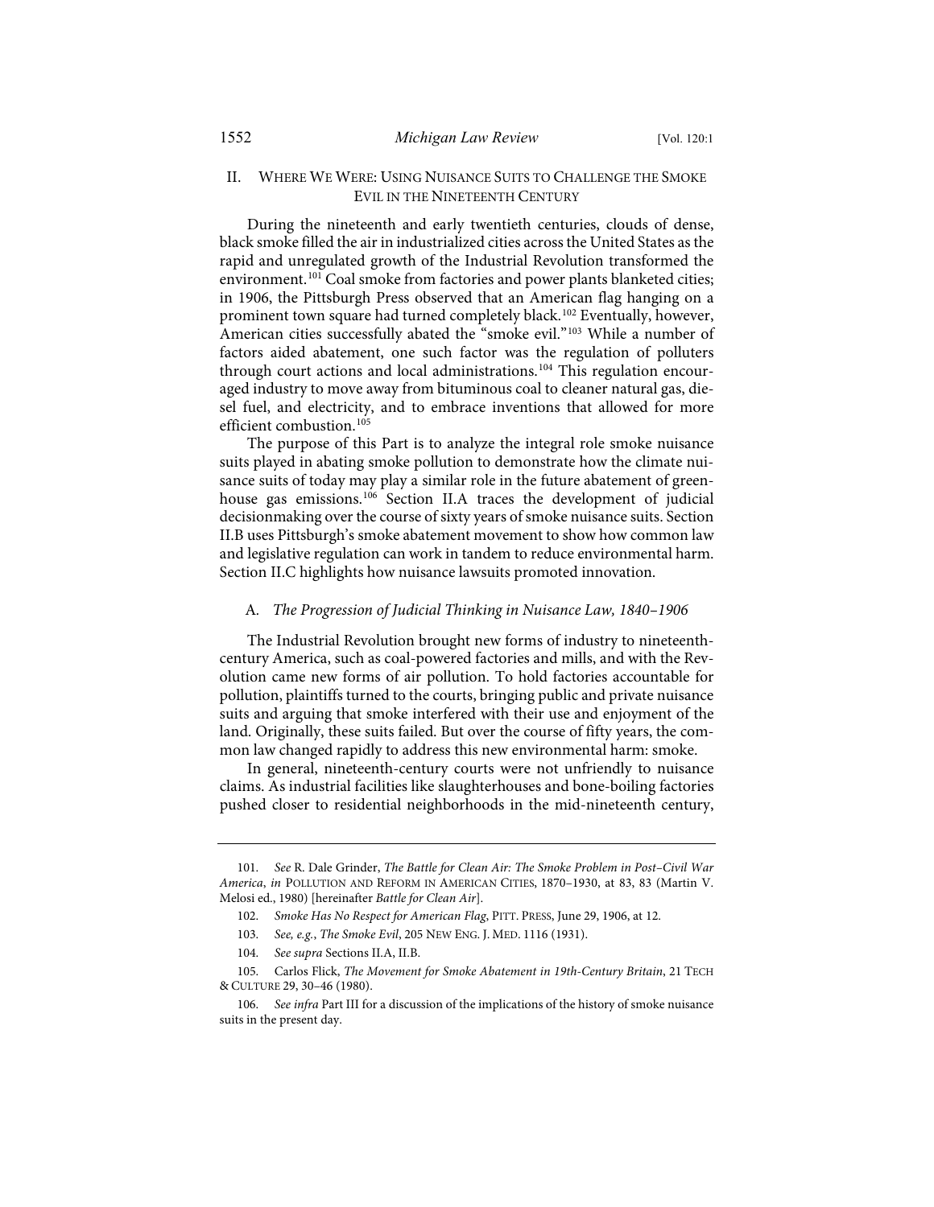## II. WHERE WE WERE: USING NUISANCE SUITS TO CHALLENGE THE SMOKE EVIL IN THE NINETEENTH CENTURY

During the nineteenth and early twentieth centuries, clouds of dense, black smoke filled the air in industrialized cities across the United States as the rapid and unregulated growth of the Industrial Revolution transformed the environment.[101] Coal smoke from factories and power plants blanketed cities; in 1906, the Pittsburgh Press observed that an American flag hanging on a prominent town square had turned completely black.[102] Eventually, however, American cities successfully abated the "smoke evil."[103] While a number of factors aided abatement, one such factor was the regulation of polluters through court actions and local administrations.[104] This regulation encouraged industry to move away from bituminous coal to cleaner natural gas, diesel fuel, and electricity, and to embrace inventions that allowed for more efficient combustion.[105]

The purpose of this Part is to analyze the integral role smoke nuisance suits played in abating smoke pollution to demonstrate how the climate nuisance suits of today may play a similar role in the future abatement of greenhouse gas emissions.[106] Section II.A traces the development of judicial decisionmaking over the course of sixty years of smoke nuisance suits. Section II.B uses Pittsburgh's smoke abatement movement to show how common law and legislative regulation can work in tandem to reduce environmental harm. Section II.C highlights how nuisance lawsuits promoted innovation.

### A. *The Progression of Judicial Thinking in Nuisance Law, 1840–1906*

The Industrial Revolution brought new forms of industry to nineteenth-century America, such as coal-powered factories and mills, and with the Revolution came new forms of air pollution. To hold factories accountable for pollution, plaintiffs turned to the courts, bringing public and private nuisance suits and arguing that smoke interfered with their use and enjoyment of the land. Originally, these suits failed. But over the course of fifty years, the common law changed rapidly to address this new environmental harm: smoke.

In general, nineteenth-century courts were not unfriendly to nuisance claims. As industrial facilities like slaughterhouses and bone-boiling factories pushed closer to residential neighborhoods in the mid-nineteenth century,

---

101. *See* R. Dale Grinder, *The Battle for Clean Air: The Smoke Problem in Post–Civil War America*, *in* POLLUTION AND REFORM IN AMERICAN CITIES, 1870–1930, at 83, 83 (Martin V. Melosi ed., 1980) [hereinafter *Battle for Clean Air*].

102. *Smoke Has No Respect for American Flag*, PITT. PRESS, June 29, 1906, at 12.

103. *See, e.g.*, *The Smoke Evil*, 205 NEW ENG. J. MED. 1116 (1931).

104. *See supra* Sections II.A, II.B.

105. Carlos Flick, *The Movement for Smoke Abatement in 19th-Century Britain*, 21 TECH & CULTURE 29, 30–46 (1980).

106. *See infra* Part III for a discussion of the implications of the history of smoke nuisance suits in the present day.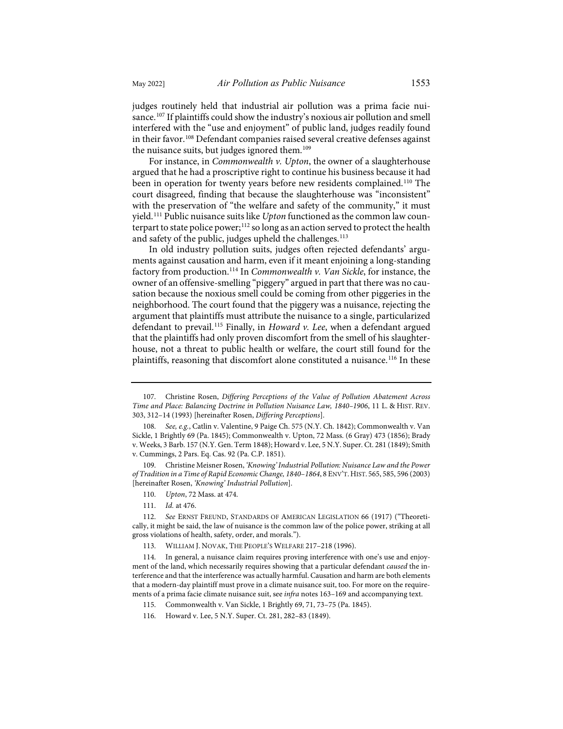judges routinely held that industrial air pollution was a prima facie nuisance.[107] If plaintiffs could show the industry's noxious air pollution and smell interfered with the "use and enjoyment" of public land, judges readily found in their favor.[108] Defendant companies raised several creative defenses against the nuisance suits, but judges ignored them.[109]

For instance, in *Commonwealth v. Upton*, the owner of a slaughterhouse argued that he had a proscriptive right to continue his business because it had been in operation for twenty years before new residents complained.[110] The court disagreed, finding that because the slaughterhouse was "inconsistent" with the preservation of "the welfare and safety of the community," it must yield.[111] Public nuisance suits like *Upton* functioned as the common law counterpart to state police power;[112] so long as an action served to protect the health and safety of the public, judges upheld the challenges.[113]

In old industry pollution suits, judges often rejected defendants' arguments against causation and harm, even if it meant enjoining a long-standing factory from production.[114] In *Commonwealth v. Van Sickle*, for instance, the owner of an offensive-smelling "piggery" argued in part that there was no causation because the noxious smell could be coming from other piggeries in the neighborhood. The court found that the piggery was a nuisance, rejecting the argument that plaintiffs must attribute the nuisance to a single, particularized defendant to prevail.[115] Finally, in *Howard v. Lee*, when a defendant argued that the plaintiffs had only proven discomfort from the smell of his slaughterhouse, not a threat to public health or welfare, the court still found for the plaintiffs, reasoning that discomfort alone constituted a nuisance.[116] In these

---

107. Christine Rosen, *Differing Perceptions of the Value of Pollution Abatement Across Time and Place: Balancing Doctrine in Pollution Nuisance Law, 1840–1906*, 11 L. & HIST. REV. 303, 312–14 (1993) [hereinafter Rosen, *Differing Perceptions*].

108. *See, e.g.*, Catlin v. Valentine, 9 Paige Ch. 575 (N.Y. Ch. 1842); Commonwealth v. Van Sickle, 1 Brightly 69 (Pa. 1845); Commonwealth v. Upton, 72 Mass. (6 Gray) 473 (1856); Brady v. Weeks, 3 Barb. 157 (N.Y. Gen. Term 1848); Howard v. Lee, 5 N.Y. Super. Ct. 281 (1849); Smith v. Cummings, 2 Pars. Eq. Cas. 92 (Pa. C.P. 1851).

109. Christine Meisner Rosen, *'Knowing' Industrial Pollution: Nuisance Law and the Power of Tradition in a Time of Rapid Economic Change, 1840–1864*, 8 ENV'T. HIST. 565, 585, 596 (2003) [hereinafter Rosen, *'Knowing' Industrial Pollution*].

110. *Upton*, 72 Mass. at 474.

111. *Id.* at 476.

112. *See* ERNST FREUND, STANDARDS OF AMERICAN LEGISLATION 66 (1917) ("Theoretically, it might be said, the law of nuisance is the common law of the police power, striking at all gross violations of health, safety, order, and morals.").

113. WILLIAM J. NOVAK, THE PEOPLE'S WELFARE 217–218 (1996).

114. In general, a nuisance claim requires proving interference with one's use and enjoyment of the land, which necessarily requires showing that a particular defendant *caused* the interference and that the interference was actually harmful. Causation and harm are both elements that a modern-day plaintiff must prove in a climate nuisance suit, too. For more on the requirements of a prima facie climate nuisance suit, see *infra* notes 163–169 and accompanying text.

115. Commonwealth v. Van Sickle, 1 Brightly 69, 71, 73–75 (Pa. 1845).

116. Howard v. Lee, 5 N.Y. Super. Ct. 281, 282–83 (1849).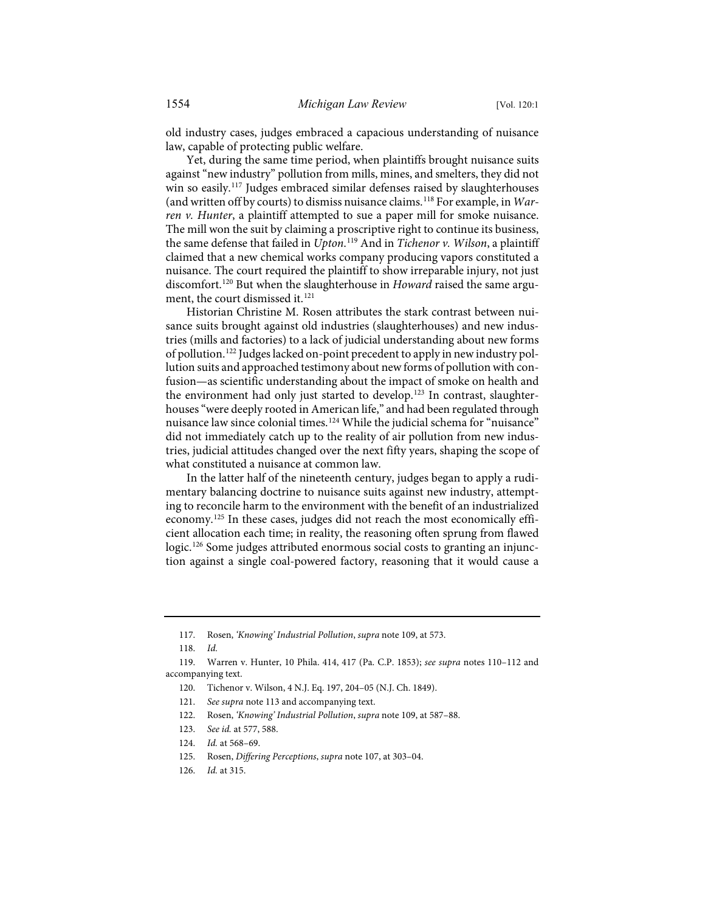old industry cases, judges embraced a capacious understanding of nuisance law, capable of protecting public welfare.

Yet, during the same time period, when plaintiffs brought nuisance suits against "new industry" pollution from mills, mines, and smelters, they did not win so easily.[117] Judges embraced similar defenses raised by slaughterhouses (and written off by courts) to dismiss nuisance claims.[118] For example, in *Warren v. Hunter*, a plaintiff attempted to sue a paper mill for smoke nuisance. The mill won the suit by claiming a proscriptive right to continue its business, the same defense that failed in *Upton*.[119] And in *Tichenor v. Wilson*, a plaintiff claimed that a new chemical works company producing vapors constituted a nuisance. The court required the plaintiff to show irreparable injury, not just discomfort.[120] But when the slaughterhouse in *Howard* raised the same argument, the court dismissed it.[121]

Historian Christine M. Rosen attributes the stark contrast between nuisance suits brought against old industries (slaughterhouses) and new industries (mills and factories) to a lack of judicial understanding about new forms of pollution.[122] Judges lacked on-point precedent to apply in new industry pollution suits and approached testimony about new forms of pollution with confusion—as scientific understanding about the impact of smoke on health and the environment had only just started to develop.[123] In contrast, slaughterhouses "were deeply rooted in American life," and had been regulated through nuisance law since colonial times.[124] While the judicial schema for "nuisance" did not immediately catch up to the reality of air pollution from new industries, judicial attitudes changed over the next fifty years, shaping the scope of what constituted a nuisance at common law.

In the latter half of the nineteenth century, judges began to apply a rudimentary balancing doctrine to nuisance suits against new industry, attempting to reconcile harm to the environment with the benefit of an industrialized economy.[125] In these cases, judges did not reach the most economically efficient allocation each time; in reality, the reasoning often sprung from flawed logic.[126] Some judges attributed enormous social costs to granting an injunction against a single coal-powered factory, reasoning that it would cause a

---

117. Rosen, *'Knowing' Industrial Pollution*, *supra* note 109, at 573.

118. *Id.*

119. Warren v. Hunter, 10 Phila. 414, 417 (Pa. C.P. 1853); *see supra* notes 110–112 and accompanying text.

120. Tichenor v. Wilson, 4 N.J. Eq. 197, 204–05 (N.J. Ch. 1849).

121. *See supra* note 113 and accompanying text.

122. Rosen, *'Knowing' Industrial Pollution*, *supra* note 109, at 587–88.

123. *See id.* at 577, 588.

124. *Id.* at 568–69.

125. Rosen, *Differing Perceptions*, *supra* note 107, at 303–04.

126. *Id.* at 315.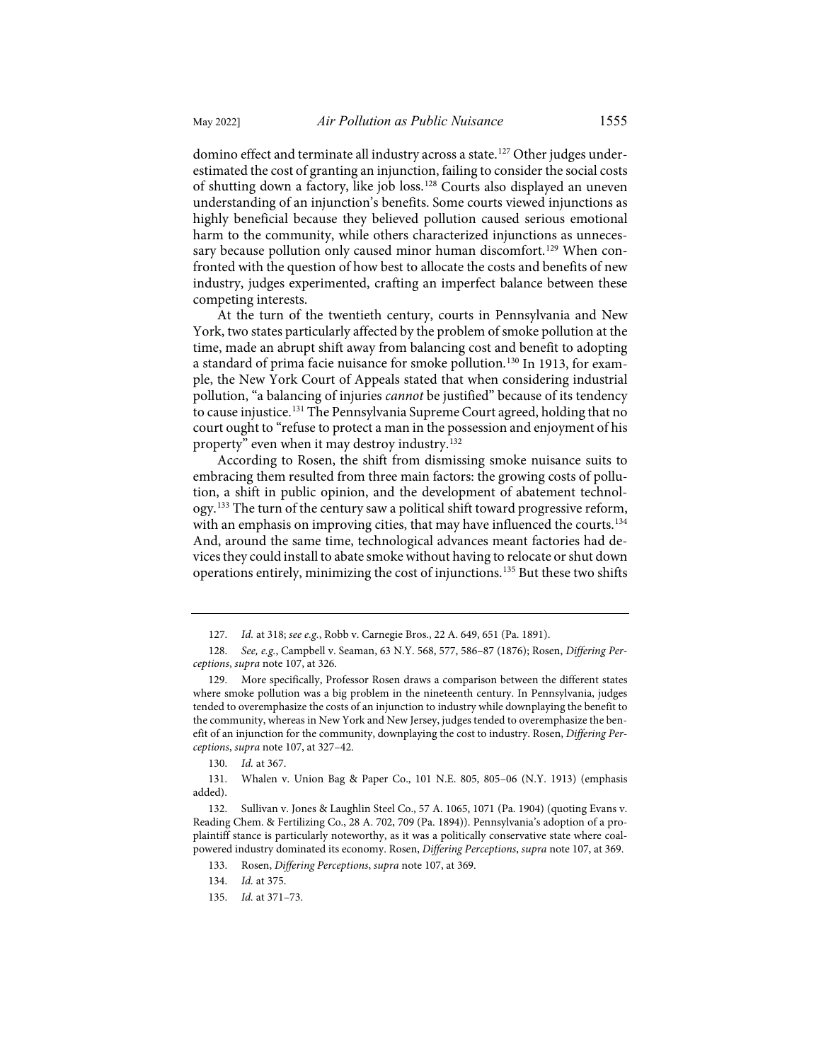domino effect and terminate all industry across a state.[127] Other judges underestimated the cost of granting an injunction, failing to consider the social costs of shutting down a factory, like job loss.[128] Courts also displayed an uneven understanding of an injunction's benefits. Some courts viewed injunctions as highly beneficial because they believed pollution caused serious emotional harm to the community, while others characterized injunctions as unnecessary because pollution only caused minor human discomfort.[129] When confronted with the question of how best to allocate the costs and benefits of new industry, judges experimented, crafting an imperfect balance between these competing interests.

At the turn of the twentieth century, courts in Pennsylvania and New York, two states particularly affected by the problem of smoke pollution at the time, made an abrupt shift away from balancing cost and benefit to adopting a standard of prima facie nuisance for smoke pollution.[130] In 1913, for example, the New York Court of Appeals stated that when considering industrial pollution, "a balancing of injuries *cannot* be justified" because of its tendency to cause injustice.[131] The Pennsylvania Supreme Court agreed, holding that no court ought to "refuse to protect a man in the possession and enjoyment of his property" even when it may destroy industry.[132]

According to Rosen, the shift from dismissing smoke nuisance suits to embracing them resulted from three main factors: the growing costs of pollution, a shift in public opinion, and the development of abatement technology.[133] The turn of the century saw a political shift toward progressive reform, with an emphasis on improving cities, that may have influenced the courts.[134] And, around the same time, technological advances meant factories had devices they could install to abate smoke without having to relocate or shut down operations entirely, minimizing the cost of injunctions.[135] But these two shifts

---

127. *Id.* at 318; *see e.g.*, Robb v. Carnegie Bros., 22 A. 649, 651 (Pa. 1891).

128. *See, e.g.*, Campbell v. Seaman, 63 N.Y. 568, 577, 586–87 (1876); Rosen, *Differing Perceptions*, *supra* note 107, at 326.

129. More specifically, Professor Rosen draws a comparison between the different states where smoke pollution was a big problem in the nineteenth century. In Pennsylvania, judges tended to overemphasize the costs of an injunction to industry while downplaying the benefit to the community, whereas in New York and New Jersey, judges tended to overemphasize the benefit of an injunction for the community, downplaying the cost to industry. Rosen, *Differing Perceptions*, *supra* note 107, at 327–42.

130. *Id.* at 367.

131. Whalen v. Union Bag & Paper Co., 101 N.E. 805, 805–06 (N.Y. 1913) (emphasis added).

132. Sullivan v. Jones & Laughlin Steel Co., 57 A. 1065, 1071 (Pa. 1904) (quoting Evans v. Reading Chem. & Fertilizing Co., 28 A. 702, 709 (Pa. 1894)). Pennsylvania's adoption of a pro-plaintiff stance is particularly noteworthy, as it was a politically conservative state where coal-powered industry dominated its economy. Rosen, *Differing Perceptions*, *supra* note 107, at 369.

133. Rosen, *Differing Perceptions*, *supra* note 107, at 369.

134. *Id.* at 375.

135. *Id.* at 371–73.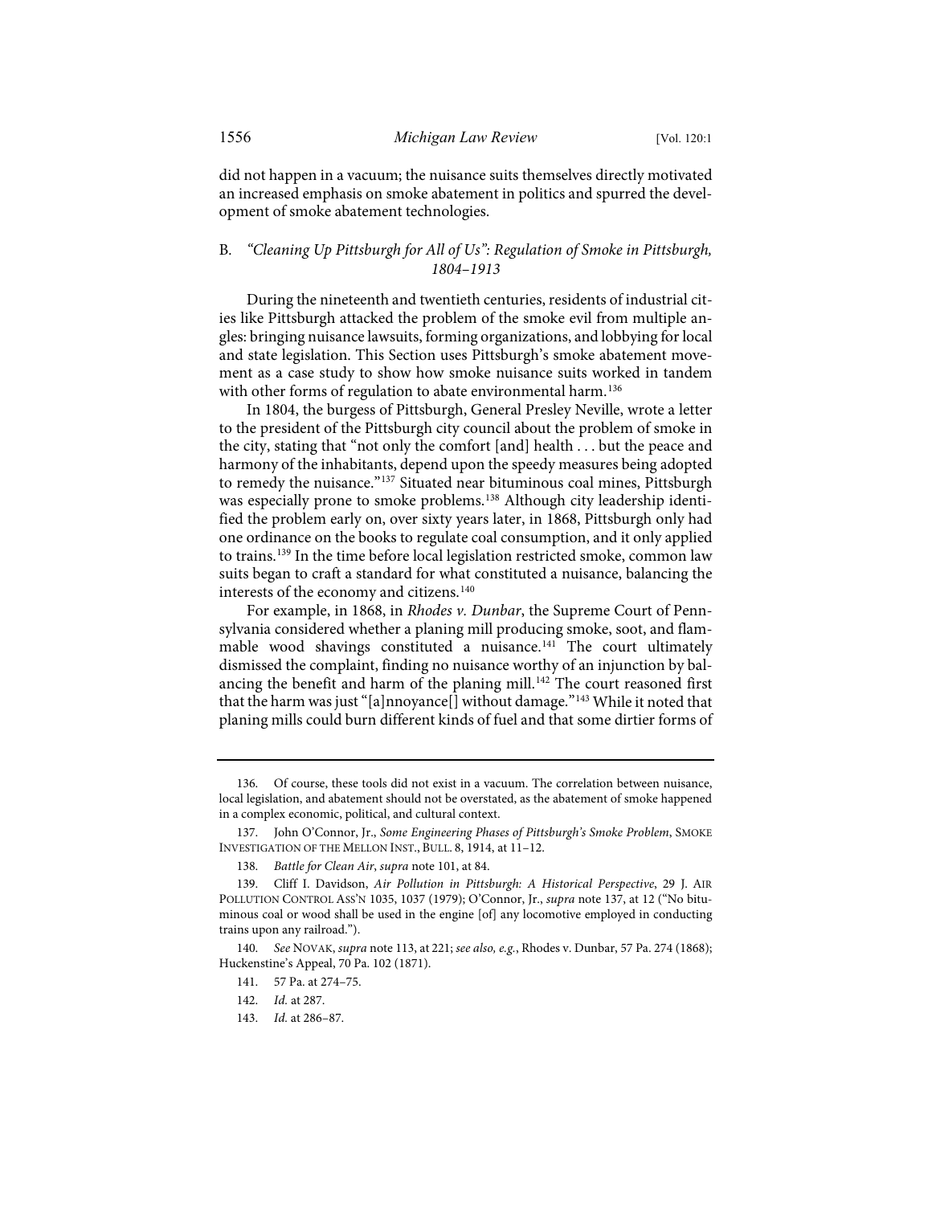did not happen in a vacuum; the nuisance suits themselves directly motivated an increased emphasis on smoke abatement in politics and spurred the development of smoke abatement technologies.

## B. *"Cleaning Up Pittsburgh for All of Us": Regulation of Smoke in Pittsburgh, 1804–1913*

During the nineteenth and twentieth centuries, residents of industrial cities like Pittsburgh attacked the problem of the smoke evil from multiple angles: bringing nuisance lawsuits, forming organizations, and lobbying for local and state legislation. This Section uses Pittsburgh's smoke abatement movement as a case study to show how smoke nuisance suits worked in tandem with other forms of regulation to abate environmental harm.[136]

In 1804, the burgess of Pittsburgh, General Presley Neville, wrote a letter to the president of the Pittsburgh city council about the problem of smoke in the city, stating that "not only the comfort [and] health . . . but the peace and harmony of the inhabitants, depend upon the speedy measures being adopted to remedy the nuisance."[137] Situated near bituminous coal mines, Pittsburgh was especially prone to smoke problems.[138] Although city leadership identified the problem early on, over sixty years later, in 1868, Pittsburgh only had one ordinance on the books to regulate coal consumption, and it only applied to trains.[139] In the time before local legislation restricted smoke, common law suits began to craft a standard for what constituted a nuisance, balancing the interests of the economy and citizens.[140]

For example, in 1868, in *Rhodes v. Dunbar*, the Supreme Court of Pennsylvania considered whether a planing mill producing smoke, soot, and flammable wood shavings constituted a nuisance.[141] The court ultimately dismissed the complaint, finding no nuisance worthy of an injunction by balancing the benefit and harm of the planing mill.[142] The court reasoned first that the harm was just "[a]nnoyance[] without damage."[143] While it noted that planing mills could burn different kinds of fuel and that some dirtier forms of

---

136. Of course, these tools did not exist in a vacuum. The correlation between nuisance, local legislation, and abatement should not be overstated, as the abatement of smoke happened in a complex economic, political, and cultural context.

137. John O'Connor, Jr., *Some Engineering Phases of Pittsburgh's Smoke Problem*, SMOKE INVESTIGATION OF THE MELLON INST., BULL. 8, 1914, at 11–12.

138. *Battle for Clean Air*, *supra* note 101, at 84.

139. Cliff I. Davidson, *Air Pollution in Pittsburgh: A Historical Perspective*, 29 J. AIR POLLUTION CONTROL ASS'N 1035, 1037 (1979); O'Connor, Jr., *supra* note 137, at 12 ("No bituminous coal or wood shall be used in the engine [of] any locomotive employed in conducting trains upon any railroad.").

140. *See* NOVAK, *supra* note 113, at 221; *see also, e.g.*, Rhodes v. Dunbar, 57 Pa. 274 (1868); Huckenstine's Appeal, 70 Pa. 102 (1871).

141. 57 Pa. at 274–75.

142. *Id.* at 287.

143. *Id.* at 286–87.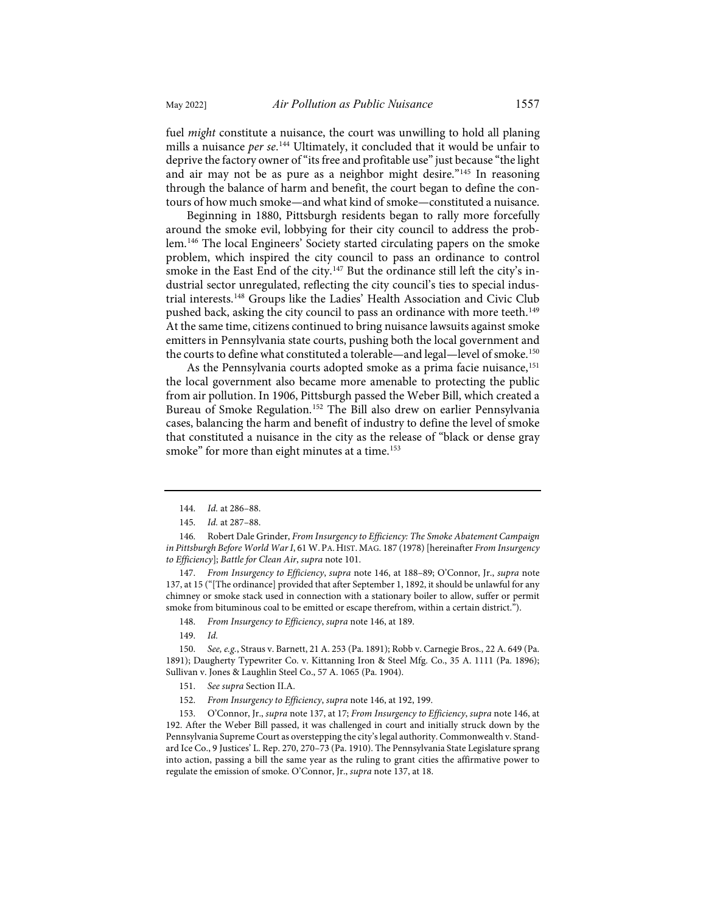fuel *might* constitute a nuisance, the court was unwilling to hold all planing mills a nuisance *per se*.[144] Ultimately, it concluded that it would be unfair to deprive the factory owner of "its free and profitable use" just because "the light and air may not be as pure as a neighbor might desire."[145] In reasoning through the balance of harm and benefit, the court began to define the contours of how much smoke—and what kind of smoke—constituted a nuisance.

Beginning in 1880, Pittsburgh residents began to rally more forcefully around the smoke evil, lobbying for their city council to address the problem.[146] The local Engineers' Society started circulating papers on the smoke problem, which inspired the city council to pass an ordinance to control smoke in the East End of the city.[147] But the ordinance still left the city's industrial sector unregulated, reflecting the city council's ties to special industrial interests.[148] Groups like the Ladies' Health Association and Civic Club pushed back, asking the city council to pass an ordinance with more teeth.[149] At the same time, citizens continued to bring nuisance lawsuits against smoke emitters in Pennsylvania state courts, pushing both the local government and the courts to define what constituted a tolerable—and legal—level of smoke.[150]

As the Pennsylvania courts adopted smoke as a prima facie nuisance,[151] the local government also became more amenable to protecting the public from air pollution. In 1906, Pittsburgh passed the Weber Bill, which created a Bureau of Smoke Regulation.[152] The Bill also drew on earlier Pennsylvania cases, balancing the harm and benefit of industry to define the level of smoke that constituted a nuisance in the city as the release of "black or dense gray smoke" for more than eight minutes at a time.[153]

---

144. *Id.* at 286–88.

145. *Id.* at 287–88.

146. Robert Dale Grinder, *From Insurgency to Efficiency: The Smoke Abatement Campaign in Pittsburgh Before World War I*, 61 W. PA. HIST. MAG. 187 (1978) [hereinafter *From Insurgency to Efficiency*]; *Battle for Clean Air*, *supra* note 101.

147. *From Insurgency to Efficiency*, *supra* note 146, at 188–89; O'Connor, Jr., *supra* note 137, at 15 ("[The ordinance] provided that after September 1, 1892, it should be unlawful for any chimney or smoke stack used in connection with a stationary boiler to allow, suffer or permit smoke from bituminous coal to be emitted or escape therefrom, within a certain district.").

148. *From Insurgency to Efficiency*, *supra* note 146, at 189.

149. *Id.*

150. *See, e.g.*, Straus v. Barnett, 21 A. 253 (Pa. 1891); Robb v. Carnegie Bros., 22 A. 649 (Pa. 1891); Daugherty Typewriter Co. v. Kittanning Iron & Steel Mfg. Co., 35 A. 1111 (Pa. 1896); Sullivan v. Jones & Laughlin Steel Co., 57 A. 1065 (Pa. 1904).

151. *See supra* Section II.A.

152. *From Insurgency to Efficiency*, *supra* note 146, at 192, 199.

153. O'Connor, Jr., *supra* note 137, at 17; *From Insurgency to Efficiency*, *supra* note 146, at 192. After the Weber Bill passed, it was challenged in court and initially struck down by the Pennsylvania Supreme Court as overstepping the city's legal authority. Commonwealth v. Standard Ice Co., 9 Justices' L. Rep. 270, 270–73 (Pa. 1910). The Pennsylvania State Legislature sprang into action, passing a bill the same year as the ruling to grant cities the affirmative power to regulate the emission of smoke. O'Connor, Jr., *supra* note 137, at 18.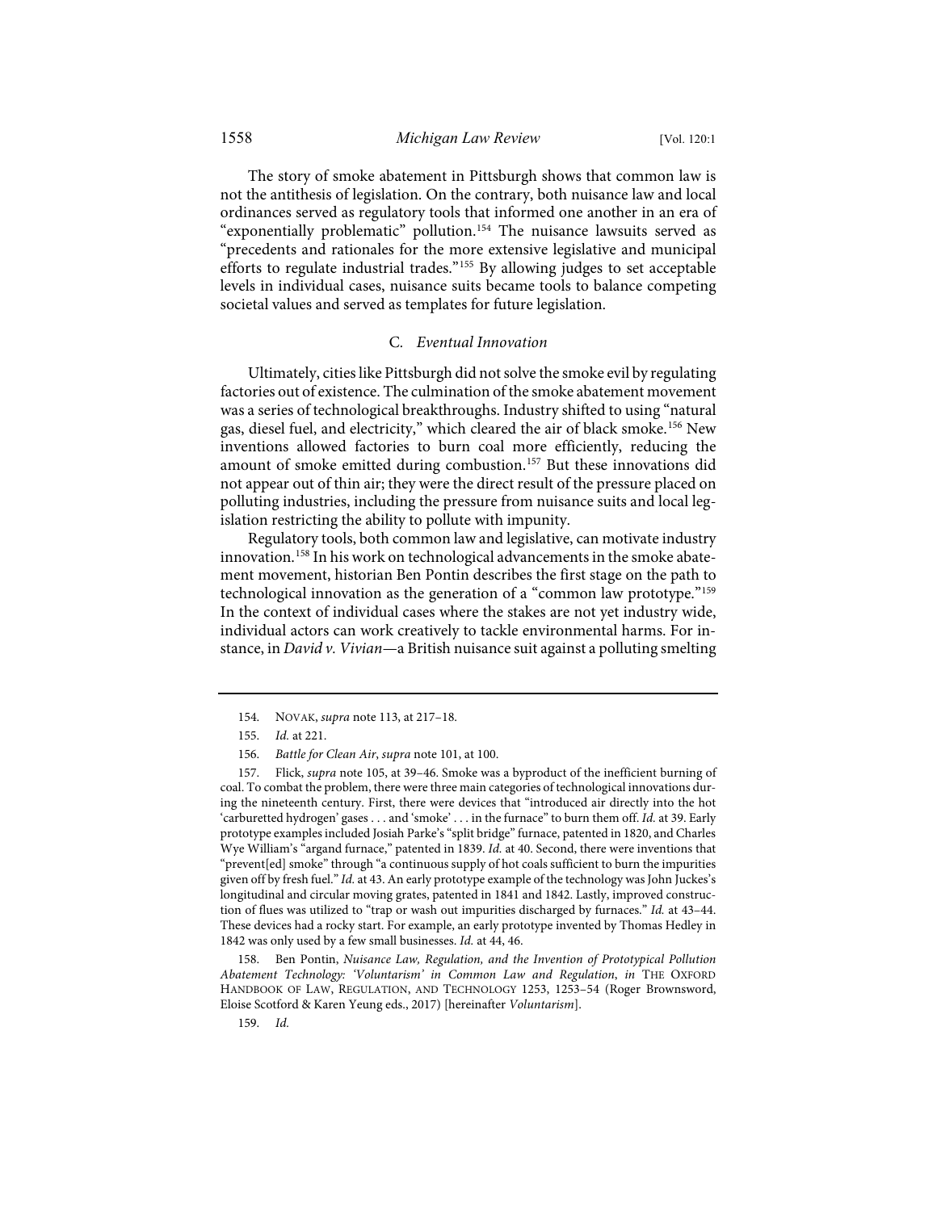The story of smoke abatement in Pittsburgh shows that common law is not the antithesis of legislation. On the contrary, both nuisance law and local ordinances served as regulatory tools that informed one another in an era of "exponentially problematic" pollution.[154] The nuisance lawsuits served as "precedents and rationales for the more extensive legislative and municipal efforts to regulate industrial trades."[155] By allowing judges to set acceptable levels in individual cases, nuisance suits became tools to balance competing societal values and served as templates for future legislation.

### C. *Eventual Innovation*

Ultimately, cities like Pittsburgh did not solve the smoke evil by regulating factories out of existence. The culmination of the smoke abatement movement was a series of technological breakthroughs. Industry shifted to using "natural gas, diesel fuel, and electricity," which cleared the air of black smoke.[156] New inventions allowed factories to burn coal more efficiently, reducing the amount of smoke emitted during combustion.[157] But these innovations did not appear out of thin air; they were the direct result of the pressure placed on polluting industries, including the pressure from nuisance suits and local legislation restricting the ability to pollute with impunity.

Regulatory tools, both common law and legislative, can motivate industry innovation.[158] In his work on technological advancements in the smoke abatement movement, historian Ben Pontin describes the first stage on the path to technological innovation as the generation of a "common law prototype."[159] In the context of individual cases where the stakes are not yet industry wide, individual actors can work creatively to tackle environmental harms. For instance, in *David v. Vivian*—a British nuisance suit against a polluting smelting

---

154. NOVAK, *supra* note 113, at 217–18.

155. *Id.* at 221.

156. *Battle for Clean Air*, *supra* note 101, at 100.

157. Flick, *supra* note 105, at 39–46. Smoke was a byproduct of the inefficient burning of coal. To combat the problem, there were three main categories of technological innovations during the nineteenth century. First, there were devices that "introduced air directly into the hot 'carburetted hydrogen' gases . . . and 'smoke' . . . in the furnace" to burn them off. *Id.* at 39. Early prototype examples included Josiah Parke's "split bridge" furnace, patented in 1820, and Charles Wye William's "argand furnace," patented in 1839. *Id.* at 40. Second, there were inventions that "prevent[ed] smoke" through "a continuous supply of hot coals sufficient to burn the impurities given off by fresh fuel." *Id.* at 43. An early prototype example of the technology was John Juckes's longitudinal and circular moving grates, patented in 1841 and 1842. Lastly, improved construction of flues was utilized to "trap or wash out impurities discharged by furnaces." *Id.* at 43–44. These devices had a rocky start. For example, an early prototype invented by Thomas Hedley in 1842 was only used by a few small businesses. *Id.* at 44, 46.

158. Ben Pontin, *Nuisance Law, Regulation, and the Invention of Prototypical Pollution Abatement Technology: 'Voluntarism' in Common Law and Regulation*, *in* THE OXFORD HANDBOOK OF LAW, REGULATION, AND TECHNOLOGY 1253, 1253–54 (Roger Brownsword, Eloise Scotford & Karen Yeung eds., 2017) [hereinafter *Voluntarism*].

159. *Id.*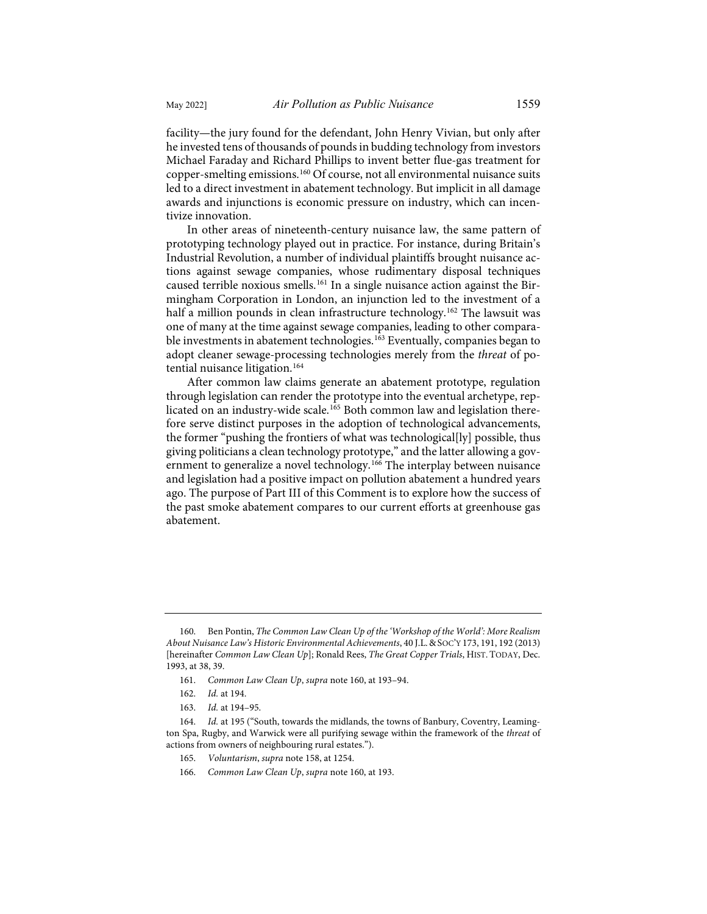facility—the jury found for the defendant, John Henry Vivian, but only after he invested tens of thousands of pounds in budding technology from investors Michael Faraday and Richard Phillips to invent better flue-gas treatment for copper-smelting emissions.[160] Of course, not all environmental nuisance suits led to a direct investment in abatement technology. But implicit in all damage awards and injunctions is economic pressure on industry, which can incentivize innovation.

In other areas of nineteenth-century nuisance law, the same pattern of prototyping technology played out in practice. For instance, during Britain's Industrial Revolution, a number of individual plaintiffs brought nuisance actions against sewage companies, whose rudimentary disposal techniques caused terrible noxious smells.[161] In a single nuisance action against the Birmingham Corporation in London, an injunction led to the investment of a half a million pounds in clean infrastructure technology.[162] The lawsuit was one of many at the time against sewage companies, leading to other comparable investments in abatement technologies.[163] Eventually, companies began to adopt cleaner sewage-processing technologies merely from the *threat* of potential nuisance litigation.[164]

After common law claims generate an abatement prototype, regulation through legislation can render the prototype into the eventual archetype, replicated on an industry-wide scale.[165] Both common law and legislation therefore serve distinct purposes in the adoption of technological advancements, the former "pushing the frontiers of what was technological[ly] possible, thus giving politicians a clean technology prototype," and the latter allowing a government to generalize a novel technology.[166] The interplay between nuisance and legislation had a positive impact on pollution abatement a hundred years ago. The purpose of Part III of this Comment is to explore how the success of the past smoke abatement compares to our current efforts at greenhouse gas abatement.

---

160. Ben Pontin, *The Common Law Clean Up of the 'Workshop of the World': More Realism About Nuisance Law's Historic Environmental Achievements*, 40 J.L. & SOC'Y 173, 191, 192 (2013) [hereinafter *Common Law Clean Up*]; Ronald Rees, *The Great Copper Trials*, HIST. TODAY, Dec. 1993, at 38, 39.

161. *Common Law Clean Up*, *supra* note 160, at 193–94.

162. *Id.* at 194.

163. *Id.* at 194–95.

164. *Id.* at 195 ("South, towards the midlands, the towns of Banbury, Coventry, Leamington Spa, Rugby, and Warwick were all purifying sewage within the framework of the *threat* of actions from owners of neighbouring rural estates.").

165. *Voluntarism*, *supra* note 158, at 1254.

166. *Common Law Clean Up*, *supra* note 160, at 193.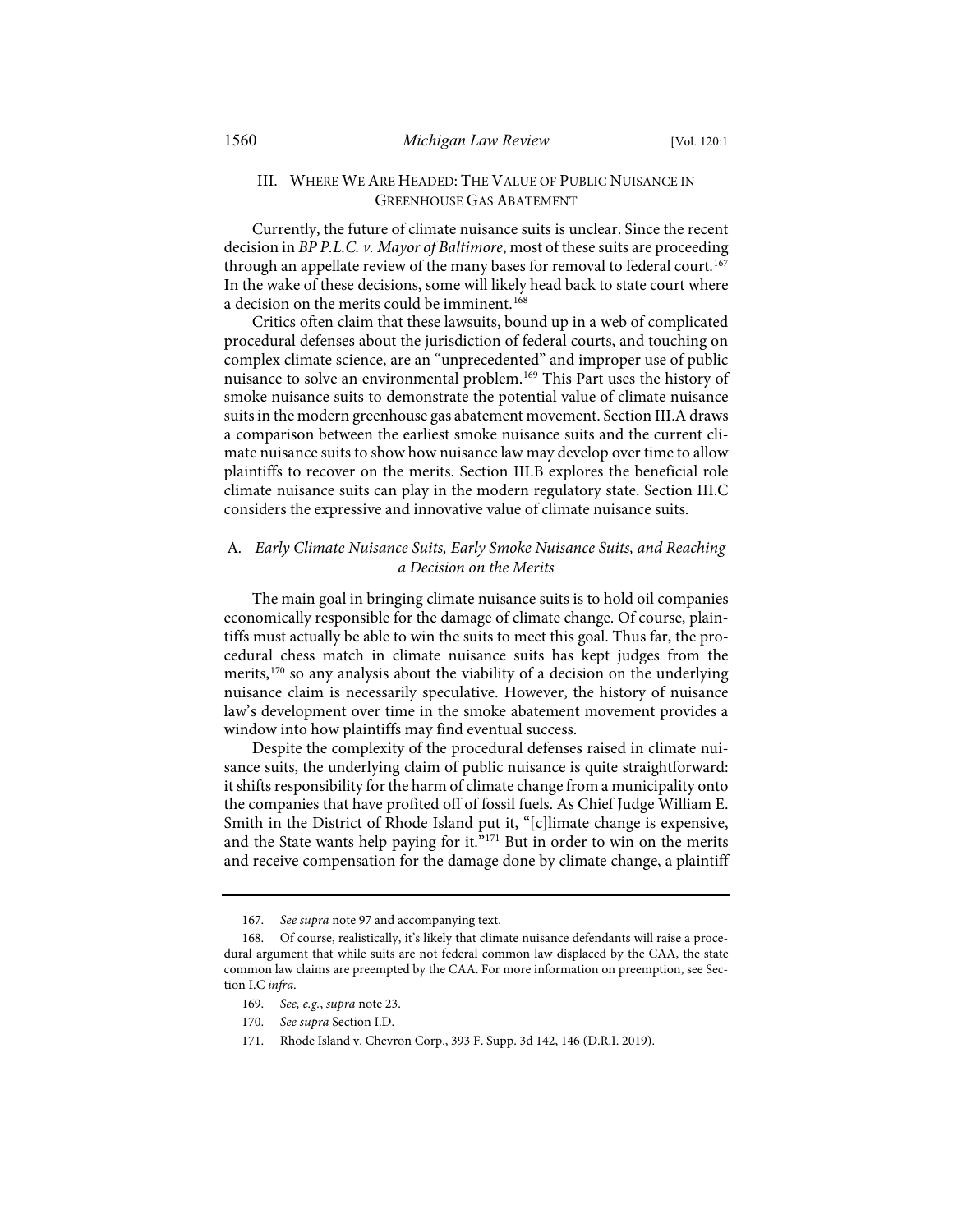## III. Where We Are Headed: The Value of Public Nuisance in Greenhouse Gas Abatement

Currently, the future of climate nuisance suits is unclear. Since the recent decision in *BP P.L.C. v. Mayor of Baltimore*, most of these suits are proceeding through an appellate review of the many bases for removal to federal court.[167] In the wake of these decisions, some will likely head back to state court where a decision on the merits could be imminent.[168]

Critics often claim that these lawsuits, bound up in a web of complicated procedural defenses about the jurisdiction of federal courts, and touching on complex climate science, are an "unprecedented" and improper use of public nuisance to solve an environmental problem.[169] This Part uses the history of smoke nuisance suits to demonstrate the potential value of climate nuisance suits in the modern greenhouse gas abatement movement. Section III.A draws a comparison between the earliest smoke nuisance suits and the current climate nuisance suits to show how nuisance law may develop over time to allow plaintiffs to recover on the merits. Section III.B explores the beneficial role climate nuisance suits can play in the modern regulatory state. Section III.C considers the expressive and innovative value of climate nuisance suits.

### A. *Early Climate Nuisance Suits, Early Smoke Nuisance Suits, and Reaching a Decision on the Merits*

The main goal in bringing climate nuisance suits is to hold oil companies economically responsible for the damage of climate change. Of course, plaintiffs must actually be able to win the suits to meet this goal. Thus far, the procedural chess match in climate nuisance suits has kept judges from the merits,[170] so any analysis about the viability of a decision on the underlying nuisance claim is necessarily speculative. However, the history of nuisance law's development over time in the smoke abatement movement provides a window into how plaintiffs may find eventual success.

Despite the complexity of the procedural defenses raised in climate nuisance suits, the underlying claim of public nuisance is quite straightforward: it shifts responsibility for the harm of climate change from a municipality onto the companies that have profited off of fossil fuels. As Chief Judge William E. Smith in the District of Rhode Island put it, "[c]limate change is expensive, and the State wants help paying for it."[171] But in order to win on the merits and receive compensation for the damage done by climate change, a plaintiff

---

167. *See supra* note 97 and accompanying text.

168. Of course, realistically, it's likely that climate nuisance defendants will raise a procedural argument that while suits are not federal common law displaced by the CAA, the state common law claims are preempted by the CAA. For more information on preemption, see Section I.C *infra*.

169. *See, e.g.*, *supra* note 23.

170. *See supra* Section I.D.

171. Rhode Island v. Chevron Corp., 393 F. Supp. 3d 142, 146 (D.R.I. 2019).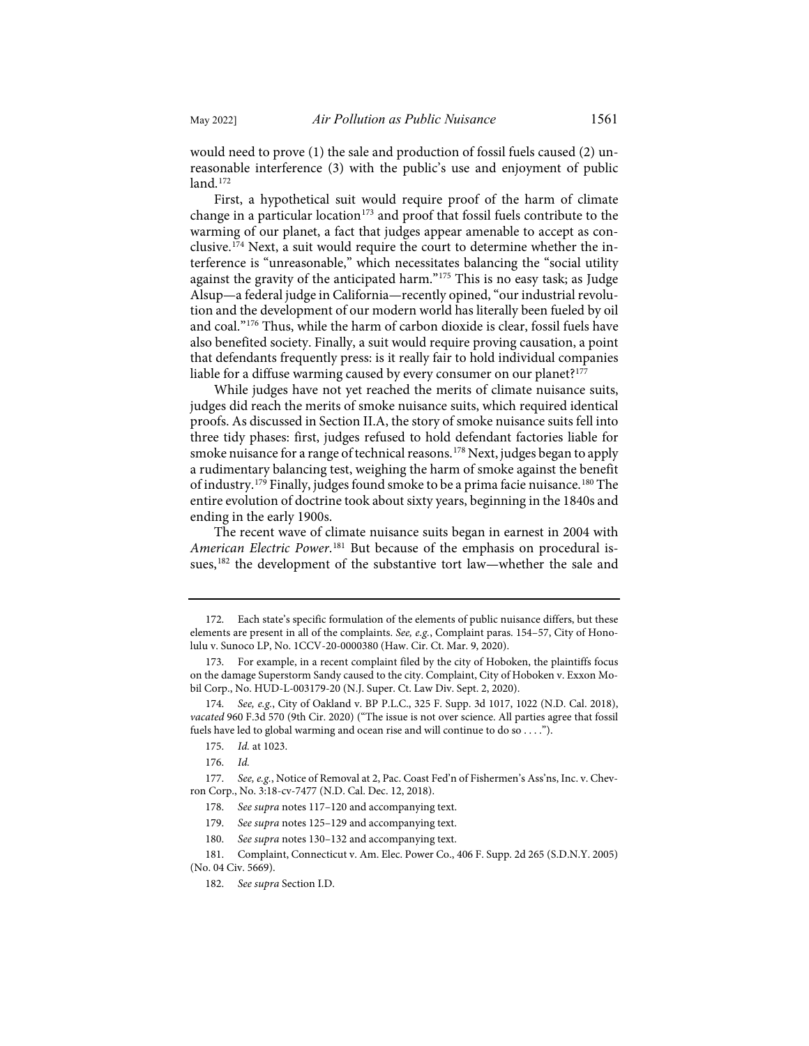would need to prove (1) the sale and production of fossil fuels caused (2) unreasonable interference (3) with the public's use and enjoyment of public land.[172]

First, a hypothetical suit would require proof of the harm of climate change in a particular location[173] and proof that fossil fuels contribute to the warming of our planet, a fact that judges appear amenable to accept as conclusive.[174] Next, a suit would require the court to determine whether the interference is "unreasonable," which necessitates balancing the "social utility against the gravity of the anticipated harm."[175] This is no easy task; as Judge Alsup—a federal judge in California—recently opined, "our industrial revolution and the development of our modern world has literally been fueled by oil and coal."[176] Thus, while the harm of carbon dioxide is clear, fossil fuels have also benefited society. Finally, a suit would require proving causation, a point that defendants frequently press: is it really fair to hold individual companies liable for a diffuse warming caused by every consumer on our planet?[177]

While judges have not yet reached the merits of climate nuisance suits, judges did reach the merits of smoke nuisance suits, which required identical proofs. As discussed in Section II.A, the story of smoke nuisance suits fell into three tidy phases: first, judges refused to hold defendant factories liable for smoke nuisance for a range of technical reasons.[178] Next, judges began to apply a rudimentary balancing test, weighing the harm of smoke against the benefit of industry.[179] Finally, judges found smoke to be a prima facie nuisance.[180] The entire evolution of doctrine took about sixty years, beginning in the 1840s and ending in the early 1900s.

The recent wave of climate nuisance suits began in earnest in 2004 with *American Electric Power*.[181] But because of the emphasis on procedural issues,[182] the development of the substantive tort law—whether the sale and

---

172. Each state's specific formulation of the elements of public nuisance differs, but these elements are present in all of the complaints. *See, e.g.*, Complaint paras. 154–57, City of Honolulu v. Sunoco LP, No. 1CCV-20-0000380 (Haw. Cir. Ct. Mar. 9, 2020).

173. For example, in a recent complaint filed by the city of Hoboken, the plaintiffs focus on the damage Superstorm Sandy caused to the city. Complaint, City of Hoboken v. Exxon Mobil Corp., No. HUD-L-003179-20 (N.J. Super. Ct. Law Div. Sept. 2, 2020).

174. *See, e.g.*, City of Oakland v. BP P.L.C., 325 F. Supp. 3d 1017, 1022 (N.D. Cal. 2018), *vacated* 960 F.3d 570 (9th Cir. 2020) ("The issue is not over science. All parties agree that fossil fuels have led to global warming and ocean rise and will continue to do so . . . .").

175. *Id.* at 1023.

176. *Id.*

177. *See, e.g.*, Notice of Removal at 2, Pac. Coast Fed'n of Fishermen's Ass'ns, Inc. v. Chevron Corp., No. 3:18-cv-7477 (N.D. Cal. Dec. 12, 2018).

178. *See supra* notes 117–120 and accompanying text.

179. *See supra* notes 125–129 and accompanying text.

180. *See supra* notes 130–132 and accompanying text.

181. Complaint, Connecticut v. Am. Elec. Power Co., 406 F. Supp. 2d 265 (S.D.N.Y. 2005) (No. 04 Civ. 5669).

182. *See supra* Section I.D.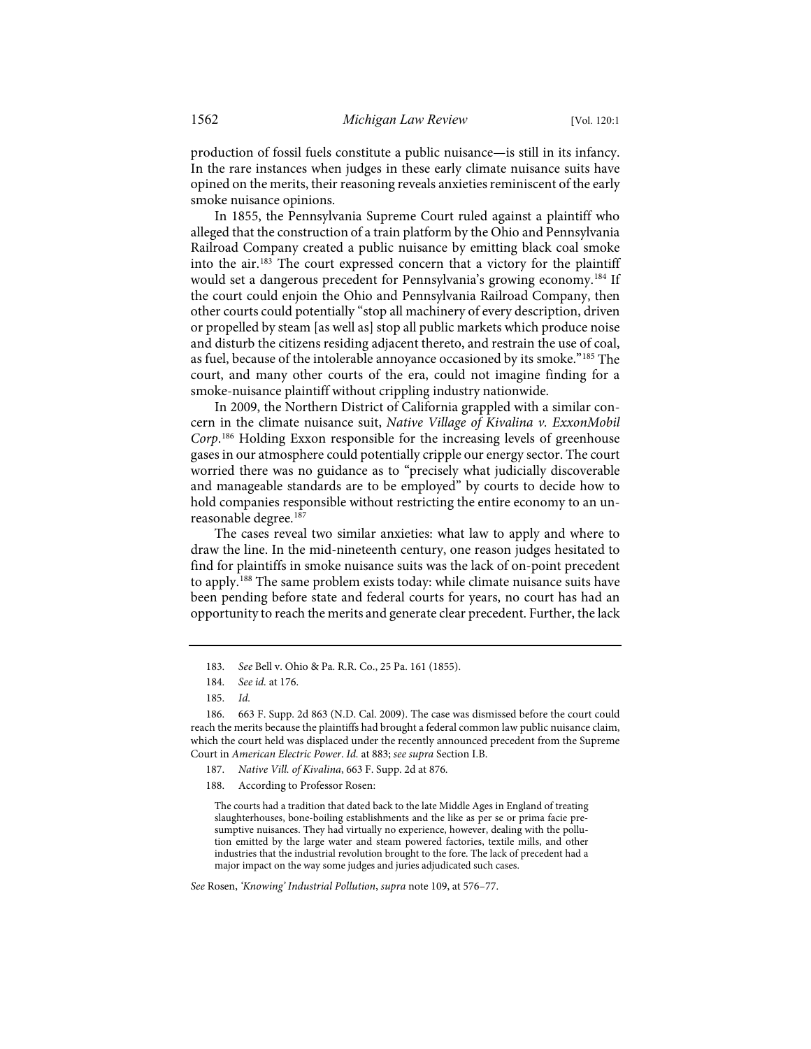production of fossil fuels constitute a public nuisance—is still in its infancy. In the rare instances when judges in these early climate nuisance suits have opined on the merits, their reasoning reveals anxieties reminiscent of the early smoke nuisance opinions.

In 1855, the Pennsylvania Supreme Court ruled against a plaintiff who alleged that the construction of a train platform by the Ohio and Pennsylvania Railroad Company created a public nuisance by emitting black coal smoke into the air.[183] The court expressed concern that a victory for the plaintiff would set a dangerous precedent for Pennsylvania's growing economy.[184] If the court could enjoin the Ohio and Pennsylvania Railroad Company, then other courts could potentially "stop all machinery of every description, driven or propelled by steam [as well as] stop all public markets which produce noise and disturb the citizens residing adjacent thereto, and restrain the use of coal, as fuel, because of the intolerable annoyance occasioned by its smoke."[185] The court, and many other courts of the era, could not imagine finding for a smoke-nuisance plaintiff without crippling industry nationwide.

In 2009, the Northern District of California grappled with a similar concern in the climate nuisance suit, *Native Village of Kivalina v. ExxonMobil Corp*.[186] Holding Exxon responsible for the increasing levels of greenhouse gases in our atmosphere could potentially cripple our energy sector. The court worried there was no guidance as to "precisely what judicially discoverable and manageable standards are to be employed" by courts to decide how to hold companies responsible without restricting the entire economy to an unreasonable degree.[187]

The cases reveal two similar anxieties: what law to apply and where to draw the line. In the mid-nineteenth century, one reason judges hesitated to find for plaintiffs in smoke nuisance suits was the lack of on-point precedent to apply.[188] The same problem exists today: while climate nuisance suits have been pending before state and federal courts for years, no court has had an opportunity to reach the merits and generate clear precedent. Further, the lack

---

183. *See* Bell v. Ohio & Pa. R.R. Co., 25 Pa. 161 (1855).

184. *See id.* at 176.

185. *Id.*

186. 663 F. Supp. 2d 863 (N.D. Cal. 2009). The case was dismissed before the court could reach the merits because the plaintiffs had brought a federal common law public nuisance claim, which the court held was displaced under the recently announced precedent from the Supreme Court in *American Electric Power*. *Id.* at 883; *see supra* Section I.B.

187. *Native Vill. of Kivalina*, 663 F. Supp. 2d at 876.

188. According to Professor Rosen:

> The courts had a tradition that dated back to the late Middle Ages in England of treating slaughterhouses, bone-boiling establishments and the like as per se or prima facie presumptive nuisances. They had virtually no experience, however, dealing with the pollution emitted by the large water and steam powered factories, textile mills, and other industries that the industrial revolution brought to the fore. The lack of precedent had a major impact on the way some judges and juries adjudicated such cases.

*See* Rosen, *'Knowing' Industrial Pollution*, *supra* note 109, at 576–77.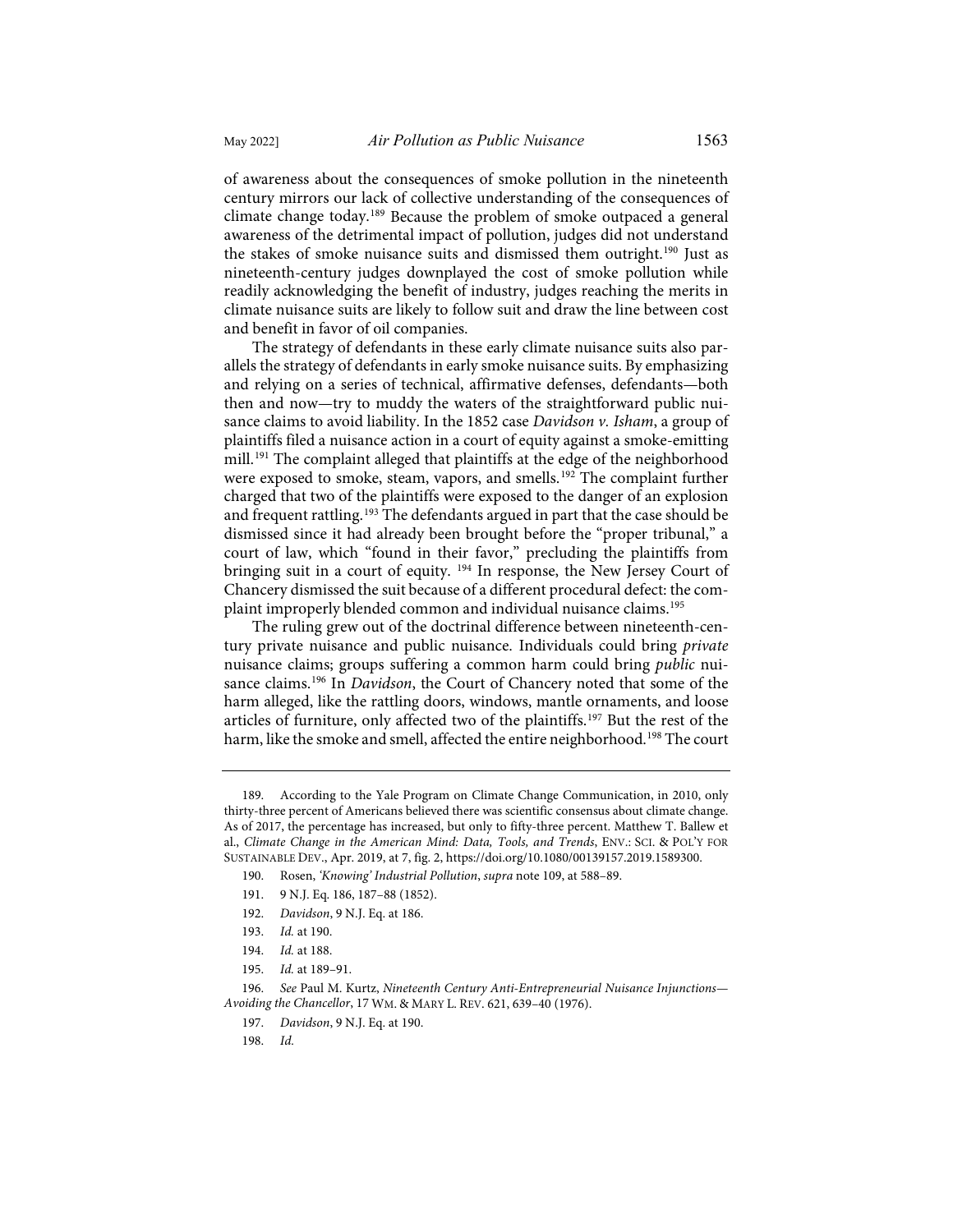of awareness about the consequences of smoke pollution in the nineteenth century mirrors our lack of collective understanding of the consequences of climate change today.[189] Because the problem of smoke outpaced a general awareness of the detrimental impact of pollution, judges did not understand the stakes of smoke nuisance suits and dismissed them outright.[190] Just as nineteenth-century judges downplayed the cost of smoke pollution while readily acknowledging the benefit of industry, judges reaching the merits in climate nuisance suits are likely to follow suit and draw the line between cost and benefit in favor of oil companies.

The strategy of defendants in these early climate nuisance suits also parallels the strategy of defendants in early smoke nuisance suits. By emphasizing and relying on a series of technical, affirmative defenses, defendants—both then and now—try to muddy the waters of the straightforward public nuisance claims to avoid liability. In the 1852 case *Davidson v. Isham*, a group of plaintiffs filed a nuisance action in a court of equity against a smoke-emitting mill.[191] The complaint alleged that plaintiffs at the edge of the neighborhood were exposed to smoke, steam, vapors, and smells.[192] The complaint further charged that two of the plaintiffs were exposed to the danger of an explosion and frequent rattling.[193] The defendants argued in part that the case should be dismissed since it had already been brought before the "proper tribunal," a court of law, which "found in their favor," precluding the plaintiffs from bringing suit in a court of equity. [194] In response, the New Jersey Court of Chancery dismissed the suit because of a different procedural defect: the complaint improperly blended common and individual nuisance claims.[195]

The ruling grew out of the doctrinal difference between nineteenth-century private nuisance and public nuisance. Individuals could bring *private* nuisance claims; groups suffering a common harm could bring *public* nuisance claims.[196] In *Davidson*, the Court of Chancery noted that some of the harm alleged, like the rattling doors, windows, mantle ornaments, and loose articles of furniture, only affected two of the plaintiffs.[197] But the rest of the harm, like the smoke and smell, affected the entire neighborhood.[198] The court

---

189. According to the Yale Program on Climate Change Communication, in 2010, only thirty-three percent of Americans believed there was scientific consensus about climate change. As of 2017, the percentage has increased, but only to fifty-three percent. Matthew T. Ballew et al., *Climate Change in the American Mind: Data, Tools, and Trends*, ENV.: SCI. & POL'Y FOR SUSTAINABLE DEV., Apr. 2019, at 7, fig. 2, https://doi.org/10.1080/00139157.2019.1589300.

190. Rosen, *'Knowing' Industrial Pollution*, *supra* note 109, at 588–89.

191. 9 N.J. Eq. 186, 187–88 (1852).

192. *Davidson*, 9 N.J. Eq. at 186.

193. *Id.* at 190.

194. *Id.* at 188.

195. *Id.* at 189–91.

196. *See* Paul M. Kurtz, *Nineteenth Century Anti-Entrepreneurial Nuisance Injunctions—Avoiding the Chancellor*, 17 WM. & MARY L. REV. 621, 639–40 (1976).

197. *Davidson*, 9 N.J. Eq. at 190.

198. *Id.*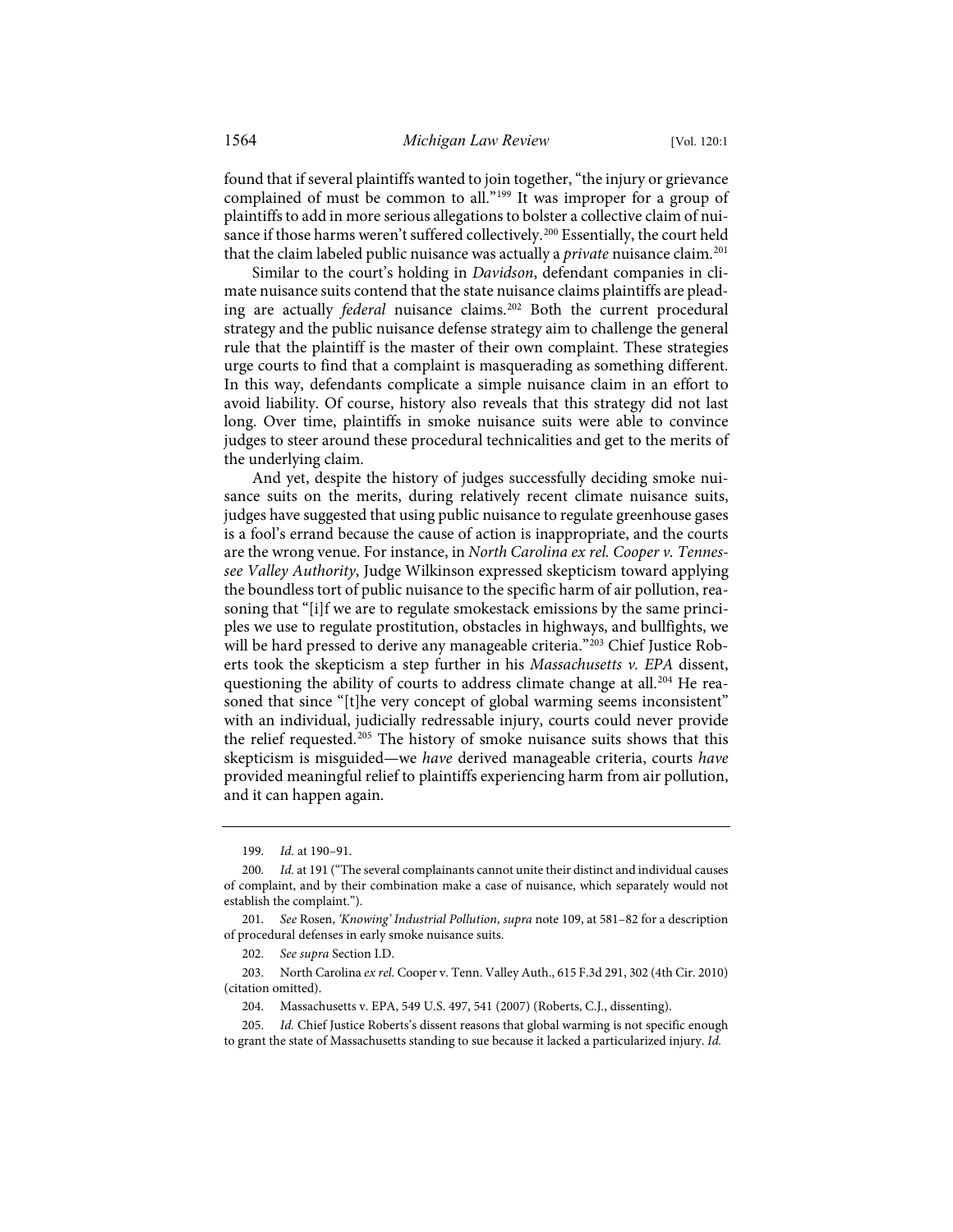found that if several plaintiffs wanted to join together, "the injury or grievance complained of must be common to all."[199] It was improper for a group of plaintiffs to add in more serious allegations to bolster a collective claim of nuisance if those harms weren't suffered collectively.[200] Essentially, the court held that the claim labeled public nuisance was actually a *private* nuisance claim.[201]

Similar to the court's holding in *Davidson*, defendant companies in climate nuisance suits contend that the state nuisance claims plaintiffs are pleading are actually *federal* nuisance claims.[202] Both the current procedural strategy and the public nuisance defense strategy aim to challenge the general rule that the plaintiff is the master of their own complaint. These strategies urge courts to find that a complaint is masquerading as something different. In this way, defendants complicate a simple nuisance claim in an effort to avoid liability. Of course, history also reveals that this strategy did not last long. Over time, plaintiffs in smoke nuisance suits were able to convince judges to steer around these procedural technicalities and get to the merits of the underlying claim.

And yet, despite the history of judges successfully deciding smoke nuisance suits on the merits, during relatively recent climate nuisance suits, judges have suggested that using public nuisance to regulate greenhouse gases is a fool's errand because the cause of action is inappropriate, and the courts are the wrong venue. For instance, in *North Carolina ex rel. Cooper v. Tennessee Valley Authority*, Judge Wilkinson expressed skepticism toward applying the boundless tort of public nuisance to the specific harm of air pollution, reasoning that "[i]f we are to regulate smokestack emissions by the same principles we use to regulate prostitution, obstacles in highways, and bullfights, we will be hard pressed to derive any manageable criteria."[203] Chief Justice Roberts took the skepticism a step further in his *Massachusetts v. EPA* dissent, questioning the ability of courts to address climate change at all.[204] He reasoned that since "[t]he very concept of global warming seems inconsistent" with an individual, judicially redressable injury, courts could never provide the relief requested.[205] The history of smoke nuisance suits shows that this skepticism is misguided—we *have* derived manageable criteria, courts *have* provided meaningful relief to plaintiffs experiencing harm from air pollution, and it can happen again.

---

199. *Id.* at 190–91.

200. *Id.* at 191 ("The several complainants cannot unite their distinct and individual causes of complaint, and by their combination make a case of nuisance, which separately would not establish the complaint.").

201. *See* Rosen, *'Knowing' Industrial Pollution*, *supra* note 109, at 581–82 for a description of procedural defenses in early smoke nuisance suits.

202. *See supra* Section I.D.

203. North Carolina *ex rel.* Cooper v. Tenn. Valley Auth., 615 F.3d 291, 302 (4th Cir. 2010) (citation omitted).

204. Massachusetts v. EPA, 549 U.S. 497, 541 (2007) (Roberts, C.J., dissenting).

205. *Id.* Chief Justice Roberts's dissent reasons that global warming is not specific enough to grant the state of Massachusetts standing to sue because it lacked a particularized injury. *Id.*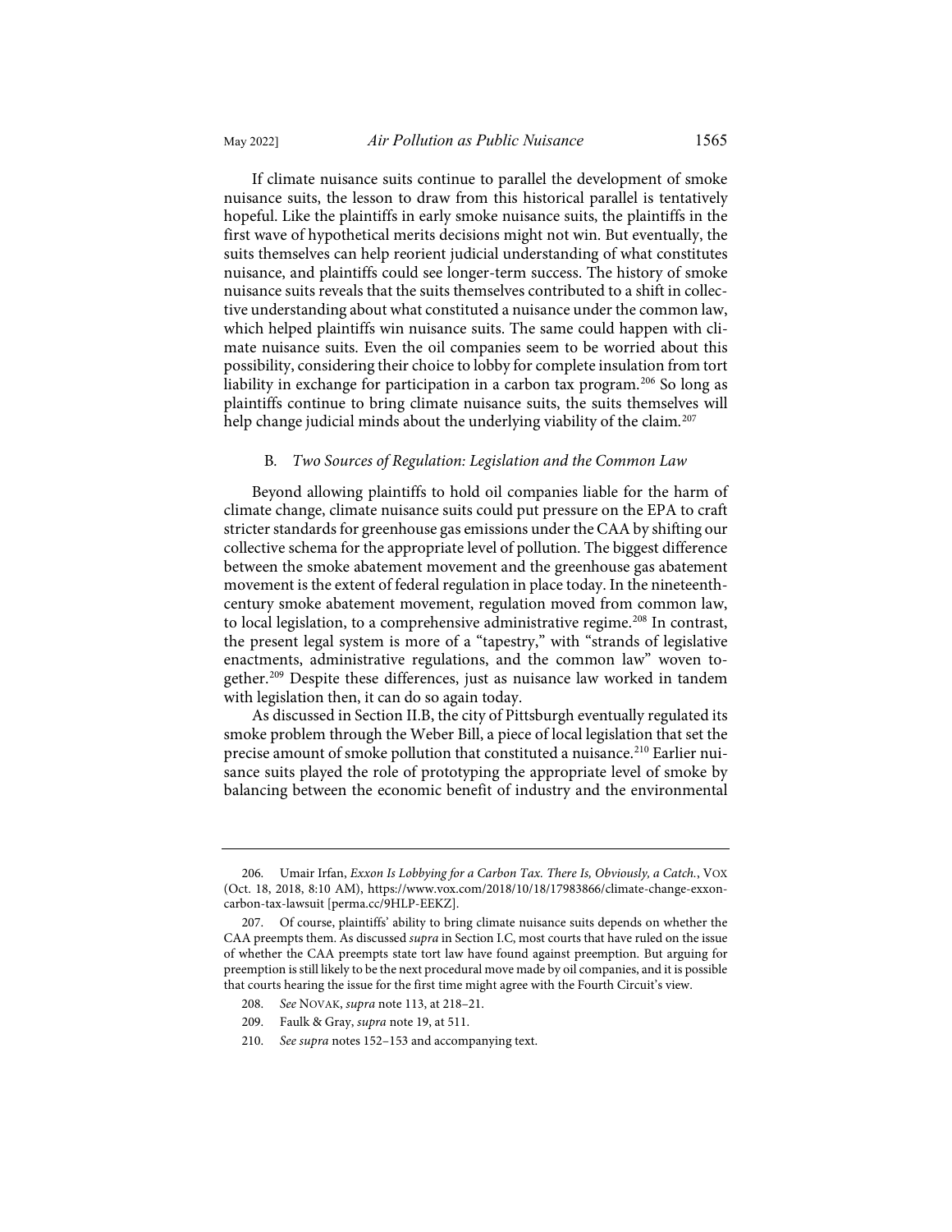If climate nuisance suits continue to parallel the development of smoke nuisance suits, the lesson to draw from this historical parallel is tentatively hopeful. Like the plaintiffs in early smoke nuisance suits, the plaintiffs in the first wave of hypothetical merits decisions might not win. But eventually, the suits themselves can help reorient judicial understanding of what constitutes nuisance, and plaintiffs could see longer-term success. The history of smoke nuisance suits reveals that the suits themselves contributed to a shift in collective understanding about what constituted a nuisance under the common law, which helped plaintiffs win nuisance suits. The same could happen with climate nuisance suits. Even the oil companies seem to be worried about this possibility, considering their choice to lobby for complete insulation from tort liability in exchange for participation in a carbon tax program.[206] So long as plaintiffs continue to bring climate nuisance suits, the suits themselves will help change judicial minds about the underlying viability of the claim.[207]

### B. *Two Sources of Regulation: Legislation and the Common Law*

Beyond allowing plaintiffs to hold oil companies liable for the harm of climate change, climate nuisance suits could put pressure on the EPA to craft stricter standards for greenhouse gas emissions under the CAA by shifting our collective schema for the appropriate level of pollution. The biggest difference between the smoke abatement movement and the greenhouse gas abatement movement is the extent of federal regulation in place today. In the nineteenth-century smoke abatement movement, regulation moved from common law, to local legislation, to a comprehensive administrative regime.[208] In contrast, the present legal system is more of a "tapestry," with "strands of legislative enactments, administrative regulations, and the common law" woven together.[209] Despite these differences, just as nuisance law worked in tandem with legislation then, it can do so again today.

As discussed in Section II.B, the city of Pittsburgh eventually regulated its smoke problem through the Weber Bill, a piece of local legislation that set the precise amount of smoke pollution that constituted a nuisance.[210] Earlier nuisance suits played the role of prototyping the appropriate level of smoke by balancing between the economic benefit of industry and the environmental

---

206. Umair Irfan, *Exxon Is Lobbying for a Carbon Tax. There Is, Obviously, a Catch.*, VOX (Oct. 18, 2018, 8:10 AM), https://www.vox.com/2018/10/18/17983866/climate-change-exxon-carbon-tax-lawsuit [perma.cc/9HLP-EEKZ].

207. Of course, plaintiffs' ability to bring climate nuisance suits depends on whether the CAA preempts them. As discussed *supra* in Section I.C, most courts that have ruled on the issue of whether the CAA preempts state tort law have found against preemption. But arguing for preemption is still likely to be the next procedural move made by oil companies, and it is possible that courts hearing the issue for the first time might agree with the Fourth Circuit's view.

208. *See* NOVAK, *supra* note 113, at 218–21.

209. Faulk & Gray, *supra* note 19, at 511.

210. *See supra* notes 152–153 and accompanying text.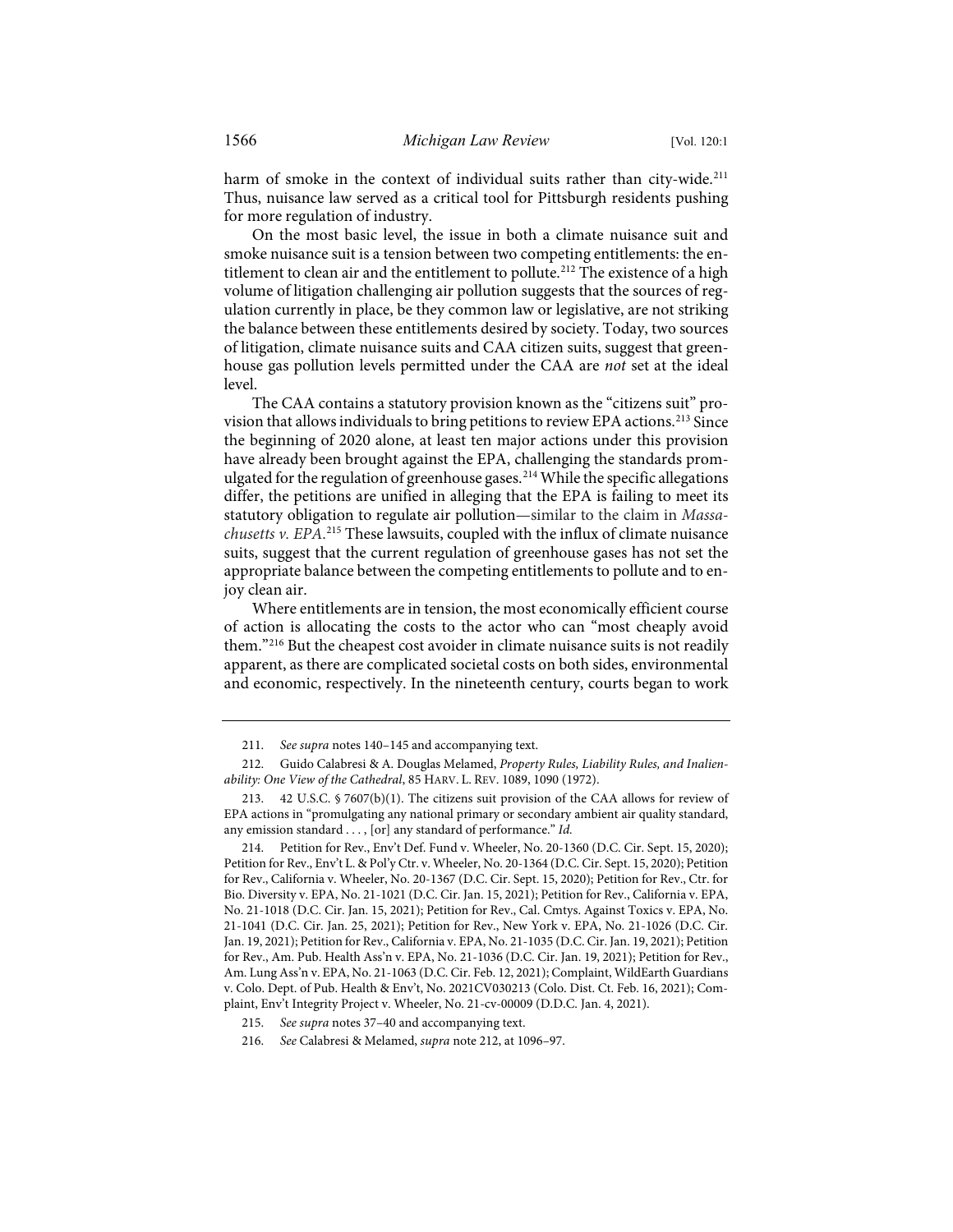harm of smoke in the context of individual suits rather than city-wide.[211] Thus, nuisance law served as a critical tool for Pittsburgh residents pushing for more regulation of industry.

On the most basic level, the issue in both a climate nuisance suit and smoke nuisance suit is a tension between two competing entitlements: the entitlement to clean air and the entitlement to pollute.[212] The existence of a high volume of litigation challenging air pollution suggests that the sources of regulation currently in place, be they common law or legislative, are not striking the balance between these entitlements desired by society. Today, two sources of litigation, climate nuisance suits and CAA citizen suits, suggest that greenhouse gas pollution levels permitted under the CAA are *not* set at the ideal level.

The CAA contains a statutory provision known as the "citizens suit" provision that allows individuals to bring petitions to review EPA actions.[213] Since the beginning of 2020 alone, at least ten major actions under this provision have already been brought against the EPA, challenging the standards promulgated for the regulation of greenhouse gases.[214] While the specific allegations differ, the petitions are unified in alleging that the EPA is failing to meet its statutory obligation to regulate air pollution—similar to the claim in *Massachusetts v. EPA*.[215] These lawsuits, coupled with the influx of climate nuisance suits, suggest that the current regulation of greenhouse gases has not set the appropriate balance between the competing entitlements to pollute and to enjoy clean air.

Where entitlements are in tension, the most economically efficient course of action is allocating the costs to the actor who can "most cheaply avoid them."[216] But the cheapest cost avoider in climate nuisance suits is not readily apparent, as there are complicated societal costs on both sides, environmental and economic, respectively. In the nineteenth century, courts began to work

---

211. *See supra* notes 140–145 and accompanying text.

212. Guido Calabresi & A. Douglas Melamed, *Property Rules, Liability Rules, and Inalienability: One View of the Cathedral*, 85 HARV. L. REV. 1089, 1090 (1972).

213. 42 U.S.C. § 7607(b)(1). The citizens suit provision of the CAA allows for review of EPA actions in "promulgating any national primary or secondary ambient air quality standard, any emission standard . . . , [or] any standard of performance." *Id.*

214. Petition for Rev., Env't Def. Fund v. Wheeler, No. 20-1360 (D.C. Cir. Sept. 15, 2020); Petition for Rev., Env't L. & Pol'y Ctr. v. Wheeler, No. 20-1364 (D.C. Cir. Sept. 15, 2020); Petition for Rev., California v. Wheeler, No. 20-1367 (D.C. Cir. Sept. 15, 2020); Petition for Rev., Ctr. for Bio. Diversity v. EPA, No. 21-1021 (D.C. Cir. Jan. 15, 2021); Petition for Rev., California v. EPA, No. 21-1018 (D.C. Cir. Jan. 15, 2021); Petition for Rev., Cal. Cmtys. Against Toxics v. EPA, No. 21-1041 (D.C. Cir. Jan. 25, 2021); Petition for Rev., New York v. EPA, No. 21-1026 (D.C. Cir. Jan. 19, 2021); Petition for Rev., California v. EPA, No. 21-1035 (D.C. Cir. Jan. 19, 2021); Petition for Rev., Am. Pub. Health Ass'n v. EPA, No. 21-1036 (D.C. Cir. Jan. 19, 2021); Petition for Rev., Am. Lung Ass'n v. EPA, No. 21-1063 (D.C. Cir. Feb. 12, 2021); Complaint, WildEarth Guardians v. Colo. Dept. of Pub. Health & Env't, No. 2021CV030213 (Colo. Dist. Ct. Feb. 16, 2021); Complaint, Env't Integrity Project v. Wheeler, No. 21-cv-00009 (D.D.C. Jan. 4, 2021).

215. *See supra* notes 37–40 and accompanying text.

216. *See* Calabresi & Melamed, *supra* note 212, at 1096–97.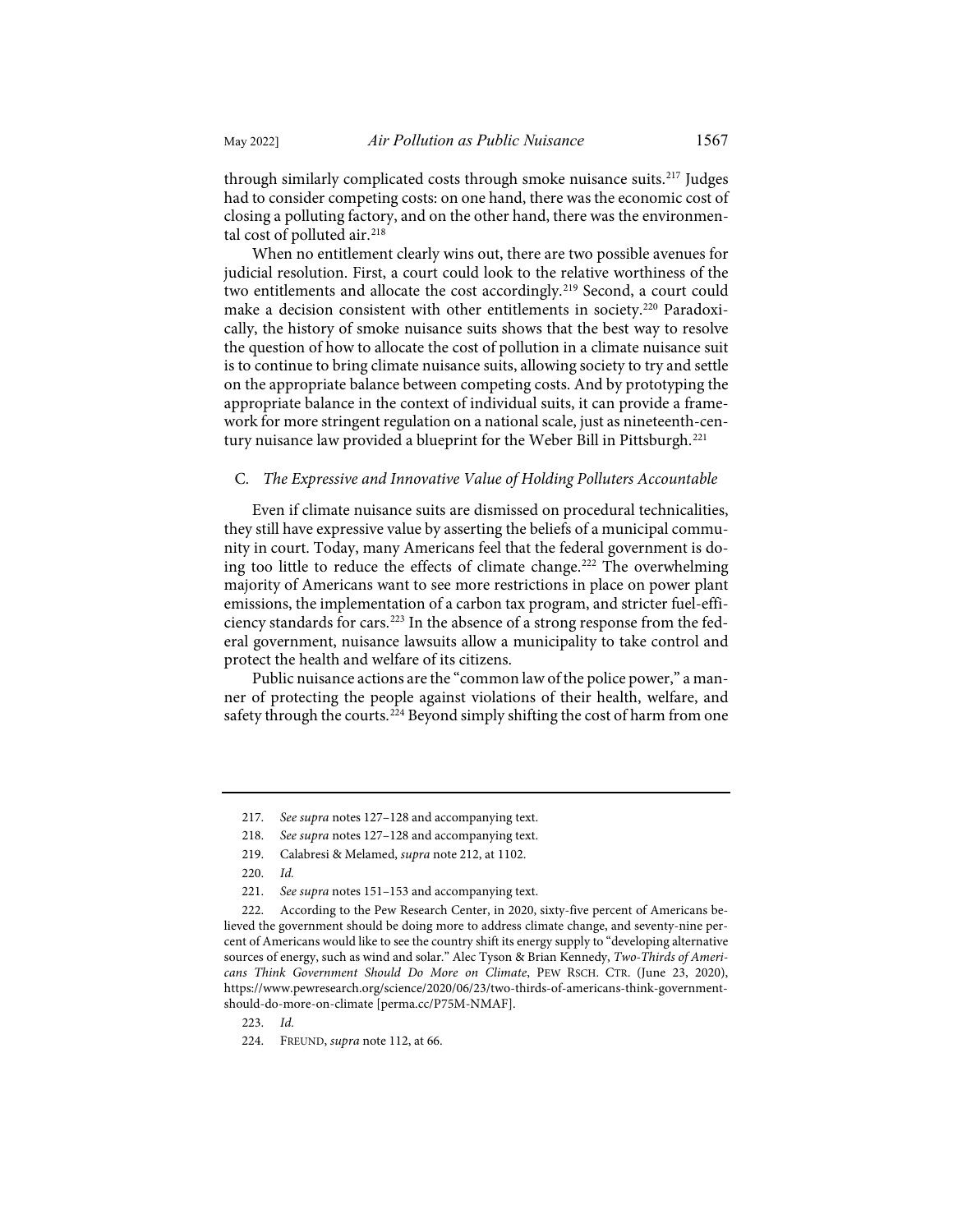through similarly complicated costs through smoke nuisance suits.[217] Judges had to consider competing costs: on one hand, there was the economic cost of closing a polluting factory, and on the other hand, there was the environmental cost of polluted air.[218]

When no entitlement clearly wins out, there are two possible avenues for judicial resolution. First, a court could look to the relative worthiness of the two entitlements and allocate the cost accordingly.[219] Second, a court could make a decision consistent with other entitlements in society.[220] Paradoxically, the history of smoke nuisance suits shows that the best way to resolve the question of how to allocate the cost of pollution in a climate nuisance suit is to continue to bring climate nuisance suits, allowing society to try and settle on the appropriate balance between competing costs. And by prototyping the appropriate balance in the context of individual suits, it can provide a framework for more stringent regulation on a national scale, just as nineteenth-century nuisance law provided a blueprint for the Weber Bill in Pittsburgh.[221]

### C. *The Expressive and Innovative Value of Holding Polluters Accountable*

Even if climate nuisance suits are dismissed on procedural technicalities, they still have expressive value by asserting the beliefs of a municipal community in court. Today, many Americans feel that the federal government is doing too little to reduce the effects of climate change.[222] The overwhelming majority of Americans want to see more restrictions in place on power plant emissions, the implementation of a carbon tax program, and stricter fuel-efficiency standards for cars.[223] In the absence of a strong response from the federal government, nuisance lawsuits allow a municipality to take control and protect the health and welfare of its citizens.

Public nuisance actions are the "common law of the police power," a manner of protecting the people against violations of their health, welfare, and safety through the courts.[224] Beyond simply shifting the cost of harm from one

---

217. *See supra* notes 127–128 and accompanying text.

218. *See supra* notes 127–128 and accompanying text.

219. Calabresi & Melamed, *supra* note 212, at 1102.

220. *Id.*

221. *See supra* notes 151–153 and accompanying text.

222. According to the Pew Research Center, in 2020, sixty-five percent of Americans believed the government should be doing more to address climate change, and seventy-nine percent of Americans would like to see the country shift its energy supply to "developing alternative sources of energy, such as wind and solar." Alec Tyson & Brian Kennedy, *Two-Thirds of Americans Think Government Should Do More on Climate*, PEW RSCH. CTR. (June 23, 2020), https://www.pewresearch.org/science/2020/06/23/two-thirds-of-americans-think-government-should-do-more-on-climate [perma.cc/P75M-NMAF].

223. *Id.*

224. FREUND, *supra* note 112, at 66.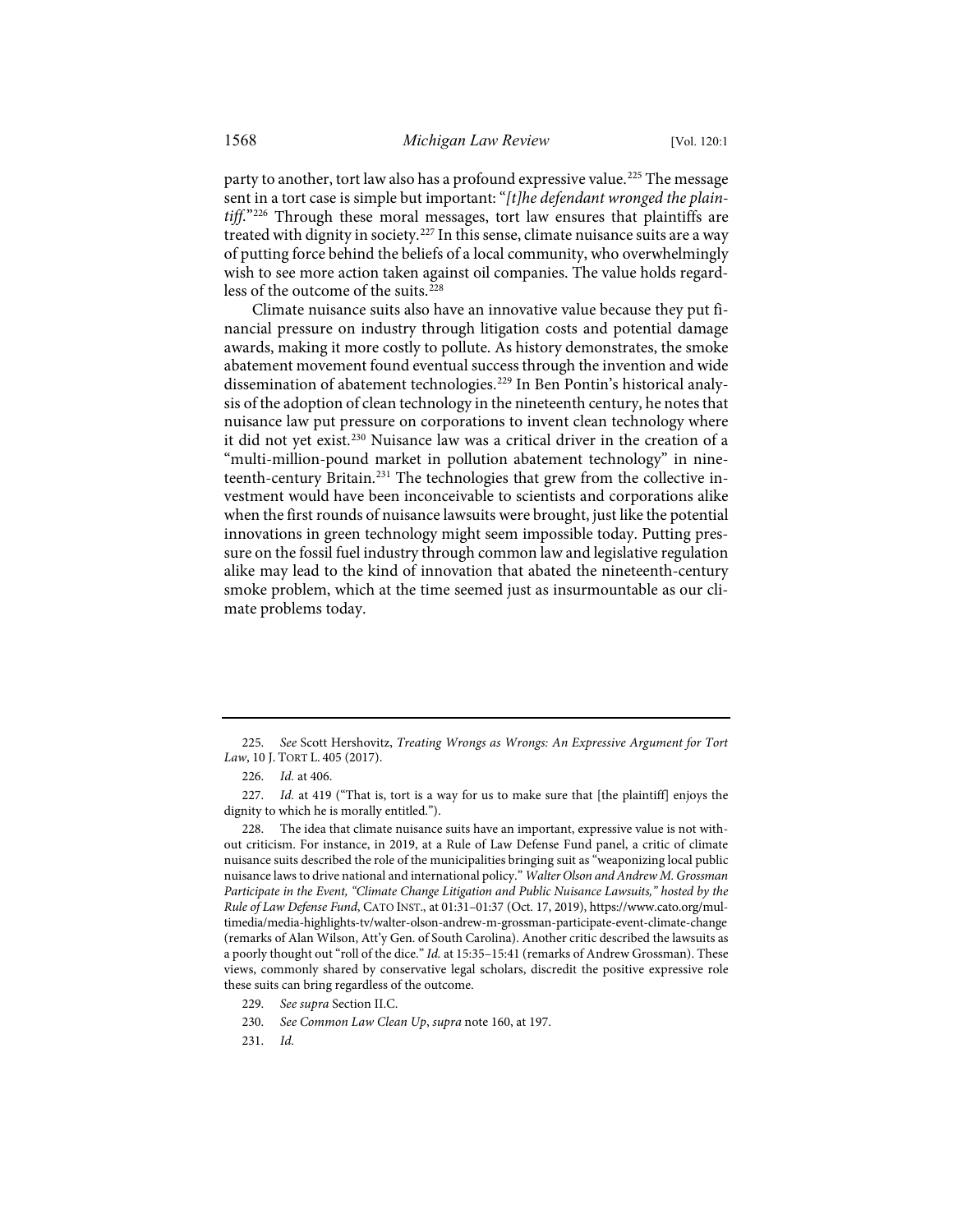party to another, tort law also has a profound expressive value.[225] The message sent in a tort case is simple but important: "*[t]he defendant wronged the plaintiff*."[226] Through these moral messages, tort law ensures that plaintiffs are treated with dignity in society.[227] In this sense, climate nuisance suits are a way of putting force behind the beliefs of a local community, who overwhelmingly wish to see more action taken against oil companies. The value holds regardless of the outcome of the suits.[228]

Climate nuisance suits also have an innovative value because they put financial pressure on industry through litigation costs and potential damage awards, making it more costly to pollute. As history demonstrates, the smoke abatement movement found eventual success through the invention and wide dissemination of abatement technologies.[229] In Ben Pontin's historical analysis of the adoption of clean technology in the nineteenth century, he notes that nuisance law put pressure on corporations to invent clean technology where it did not yet exist.[230] Nuisance law was a critical driver in the creation of a "multi-million-pound market in pollution abatement technology" in nineteenth-century Britain.[231] The technologies that grew from the collective investment would have been inconceivable to scientists and corporations alike when the first rounds of nuisance lawsuits were brought, just like the potential innovations in green technology might seem impossible today. Putting pressure on the fossil fuel industry through common law and legislative regulation alike may lead to the kind of innovation that abated the nineteenth-century smoke problem, which at the time seemed just as insurmountable as our climate problems today.

---

225. *See* Scott Hershovitz, *Treating Wrongs as Wrongs: An Expressive Argument for Tort Law*, 10 J. TORT L. 405 (2017).

226. *Id.* at 406.

227. *Id.* at 419 ("That is, tort is a way for us to make sure that [the plaintiff] enjoys the dignity to which he is morally entitled.").

228. The idea that climate nuisance suits have an important, expressive value is not without criticism. For instance, in 2019, at a Rule of Law Defense Fund panel, a critic of climate nuisance suits described the role of the municipalities bringing suit as "weaponizing local public nuisance laws to drive national and international policy." *Walter Olson and Andrew M. Grossman Participate in the Event, "Climate Change Litigation and Public Nuisance Lawsuits," hosted by the Rule of Law Defense Fund*, CATO INST., at 01:31–01:37 (Oct. 17, 2019), https://www.cato.org/multimedia/media-highlights-tv/walter-olson-andrew-m-grossman-participate-event-climate-change (remarks of Alan Wilson, Att'y Gen. of South Carolina). Another critic described the lawsuits as a poorly thought out "roll of the dice." *Id.* at 15:35–15:41 (remarks of Andrew Grossman). These views, commonly shared by conservative legal scholars, discredit the positive expressive role these suits can bring regardless of the outcome.

229. *See supra* Section II.C.

230. *See Common Law Clean Up*, *supra* note 160, at 197.

231. *Id.*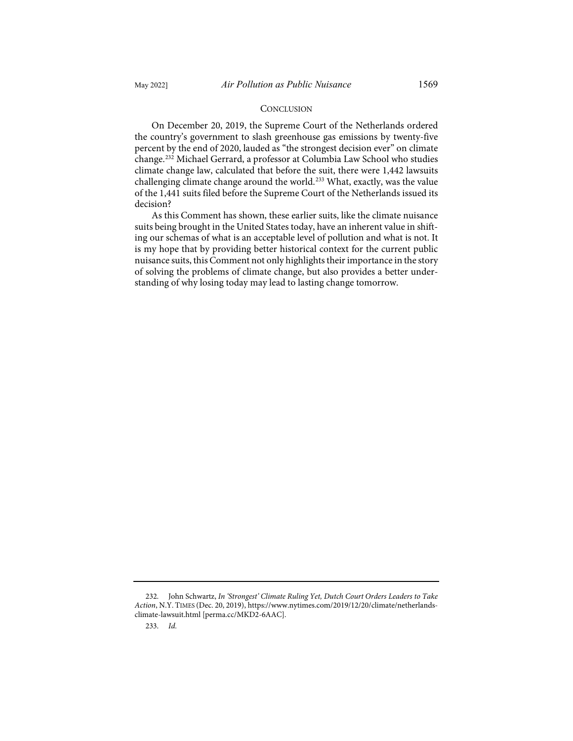## CONCLUSION

On December 20, 2019, the Supreme Court of the Netherlands ordered the country's government to slash greenhouse gas emissions by twenty-five percent by the end of 2020, lauded as "the strongest decision ever" on climate change.[232] Michael Gerrard, a professor at Columbia Law School who studies climate change law, calculated that before the suit, there were 1,442 lawsuits challenging climate change around the world.[233] What, exactly, was the value of the 1,441 suits filed before the Supreme Court of the Netherlands issued its decision?

As this Comment has shown, these earlier suits, like the climate nuisance suits being brought in the United States today, have an inherent value in shifting our schemas of what is an acceptable level of pollution and what is not. It is my hope that by providing better historical context for the current public nuisance suits, this Comment not only highlights their importance in the story of solving the problems of climate change, but also provides a better understanding of why losing today may lead to lasting change tomorrow.

---

232. John Schwartz, *In 'Strongest' Climate Ruling Yet, Dutch Court Orders Leaders to Take Action*, N.Y. TIMES (Dec. 20, 2019), https://www.nytimes.com/2019/12/20/climate/netherlands-climate-lawsuit.html [perma.cc/MKD2-6AAC].

233. *Id.*